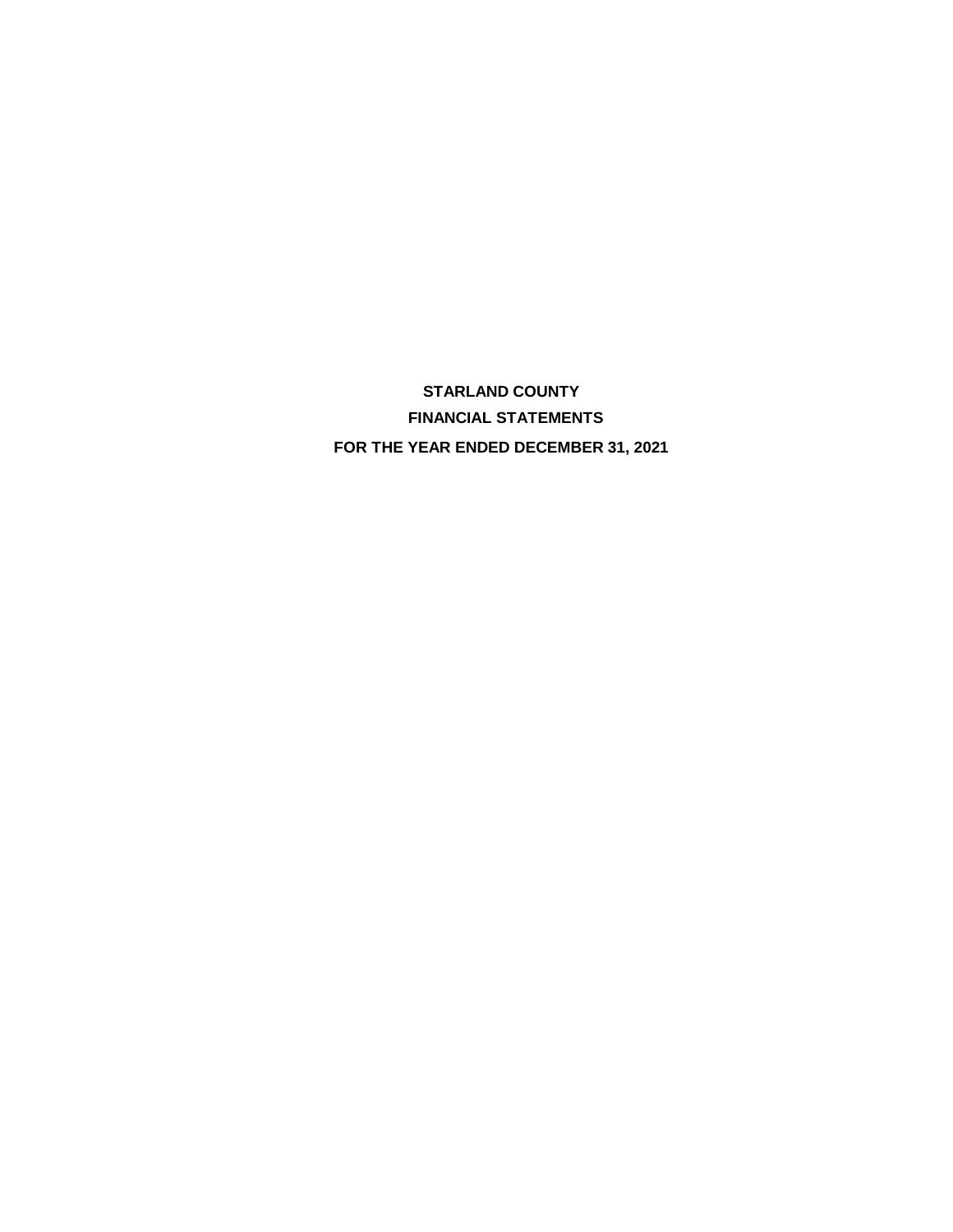# STARLAND COUNTY

## FINANCIAL STATEMENTS

## FOR THE YEAR ENDED DECEMBER 31, 2021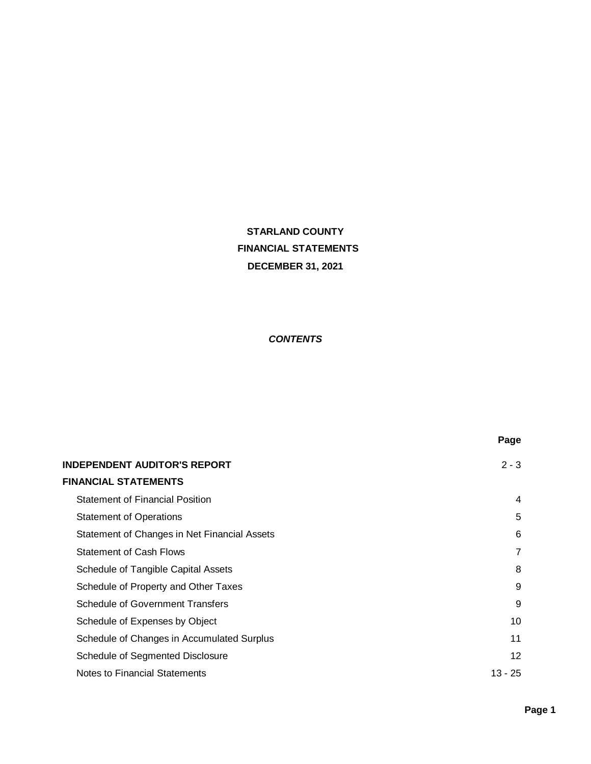# STARLAND COUNTY

## FINANCIAL STATEMENTS

## DECEMBER 31, 2021

***CONTENTS***

| | Page |
|---|---|
| **INDEPENDENT AUDITOR'S REPORT** | 2 - 3 |
| **FINANCIAL STATEMENTS** | |
| Statement of Financial Position | 4 |
| Statement of Operations | 5 |
| Statement of Changes in Net Financial Assets | 6 |
| Statement of Cash Flows | 7 |
| Schedule of Tangible Capital Assets | 8 |
| Schedule of Property and Other Taxes | 9 |
| Schedule of Government Transfers | 9 |
| Schedule of Expenses by Object | 10 |
| Schedule of Changes in Accumulated Surplus | 11 |
| Schedule of Segmented Disclosure | 12 |
| Notes to Financial Statements | 13 - 25 |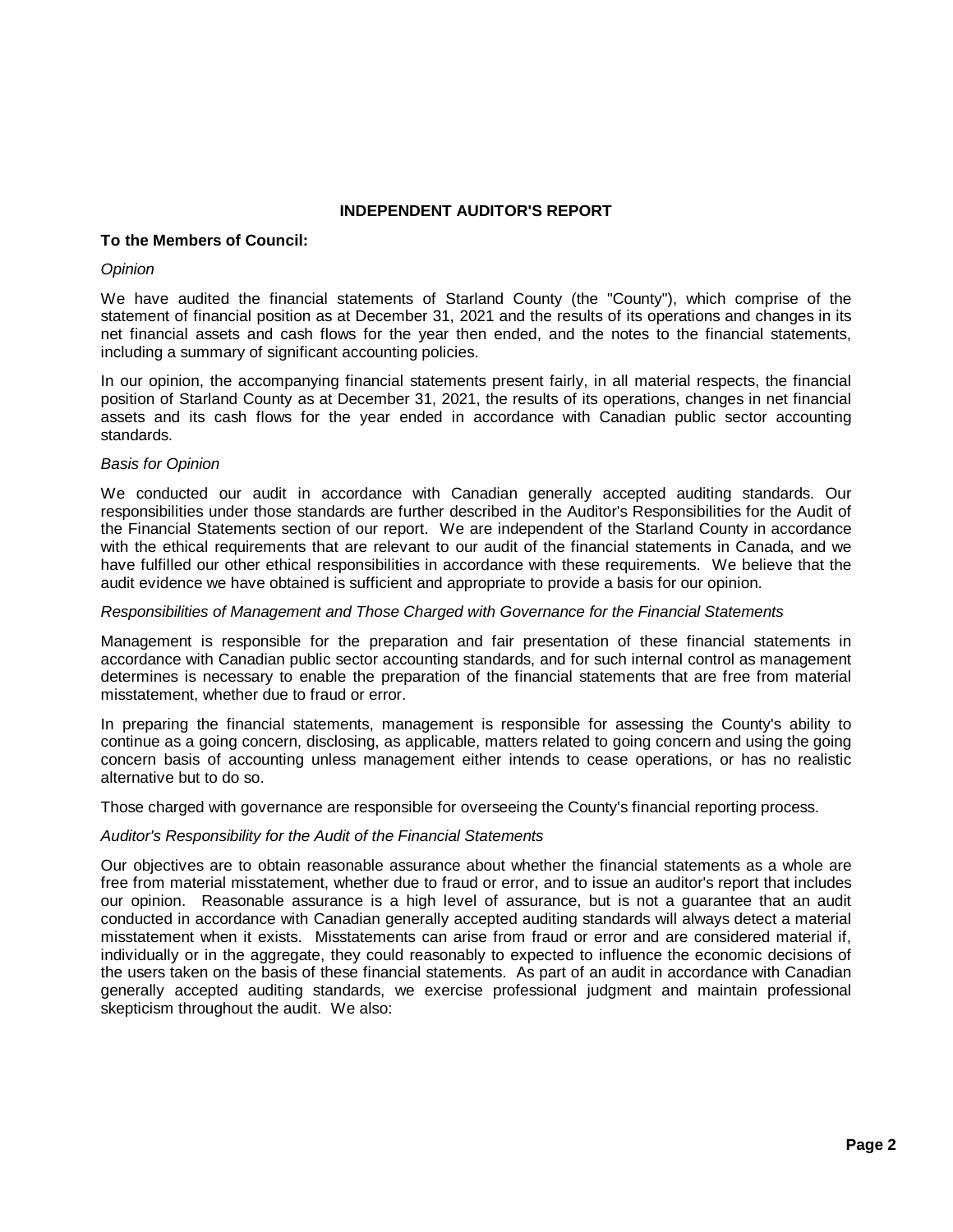## INDEPENDENT AUDITOR'S REPORT

**To the Members of Council:**

*Opinion*

We have audited the financial statements of Starland County (the "County"), which comprise of the statement of financial position as at December 31, 2021 and the results of its operations and changes in its net financial assets and cash flows for the year then ended, and the notes to the financial statements, including a summary of significant accounting policies.

In our opinion, the accompanying financial statements present fairly, in all material respects, the financial position of Starland County as at December 31, 2021, the results of its operations, changes in net financial assets and its cash flows for the year ended in accordance with Canadian public sector accounting standards.

*Basis for Opinion*

We conducted our audit in accordance with Canadian generally accepted auditing standards. Our responsibilities under those standards are further described in the Auditor's Responsibilities for the Audit of the Financial Statements section of our report. We are independent of the Starland County in accordance with the ethical requirements that are relevant to our audit of the financial statements in Canada, and we have fulfilled our other ethical responsibilities in accordance with these requirements. We believe that the audit evidence we have obtained is sufficient and appropriate to provide a basis for our opinion.

*Responsibilities of Management and Those Charged with Governance for the Financial Statements*

Management is responsible for the preparation and fair presentation of these financial statements in accordance with Canadian public sector accounting standards, and for such internal control as management determines is necessary to enable the preparation of the financial statements that are free from material misstatement, whether due to fraud or error.

In preparing the financial statements, management is responsible for assessing the County's ability to continue as a going concern, disclosing, as applicable, matters related to going concern and using the going concern basis of accounting unless management either intends to cease operations, or has no realistic alternative but to do so.

Those charged with governance are responsible for overseeing the County's financial reporting process.

*Auditor's Responsibility for the Audit of the Financial Statements*

Our objectives are to obtain reasonable assurance about whether the financial statements as a whole are free from material misstatement, whether due to fraud or error, and to issue an auditor's report that includes our opinion. Reasonable assurance is a high level of assurance, but is not a guarantee that an audit conducted in accordance with Canadian generally accepted auditing standards will always detect a material misstatement when it exists. Misstatements can arise from fraud or error and are considered material if, individually or in the aggregate, they could reasonably to expected to influence the economic decisions of the users taken on the basis of these financial statements. As part of an audit in accordance with Canadian generally accepted auditing standards, we exercise professional judgment and maintain professional skepticism throughout the audit. We also: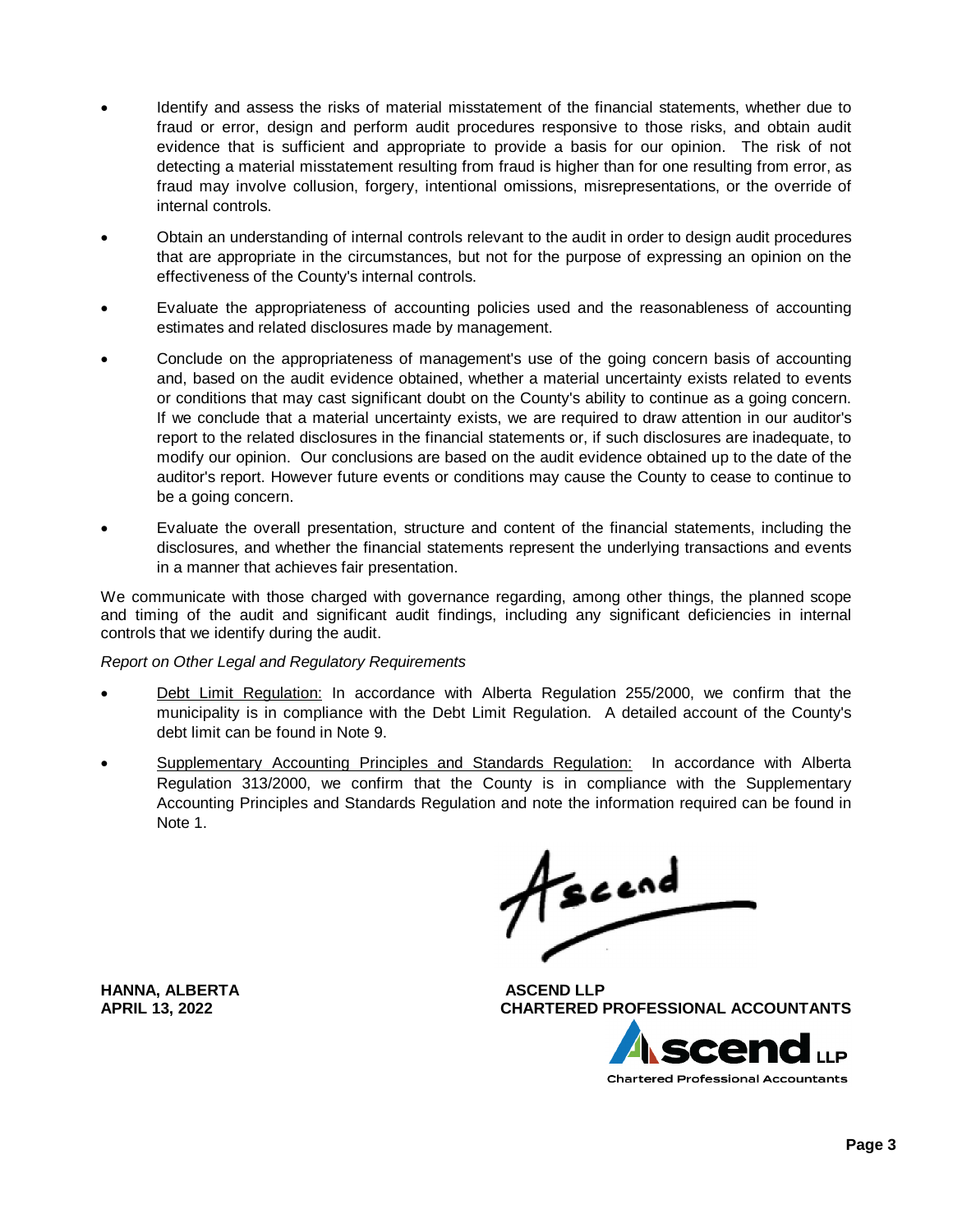- Identify and assess the risks of material misstatement of the financial statements, whether due to fraud or error, design and perform audit procedures responsive to those risks, and obtain audit evidence that is sufficient and appropriate to provide a basis for our opinion. The risk of not detecting a material misstatement resulting from fraud is higher than for one resulting from error, as fraud may involve collusion, forgery, intentional omissions, misrepresentations, or the override of internal controls.
- Obtain an understanding of internal controls relevant to the audit in order to design audit procedures that are appropriate in the circumstances, but not for the purpose of expressing an opinion on the effectiveness of the County's internal controls.
- Evaluate the appropriateness of accounting policies used and the reasonableness of accounting estimates and related disclosures made by management.
- Conclude on the appropriateness of management's use of the going concern basis of accounting and, based on the audit evidence obtained, whether a material uncertainty exists related to events or conditions that may cast significant doubt on the County's ability to continue as a going concern. If we conclude that a material uncertainty exists, we are required to draw attention in our auditor's report to the related disclosures in the financial statements or, if such disclosures are inadequate, to modify our opinion. Our conclusions are based on the audit evidence obtained up to the date of the auditor's report. However future events or conditions may cause the County to cease to continue to be a going concern.
- Evaluate the overall presentation, structure and content of the financial statements, including the disclosures, and whether the financial statements represent the underlying transactions and events in a manner that achieves fair presentation.

We communicate with those charged with governance regarding, among other things, the planned scope and timing of the audit and significant audit findings, including any significant deficiencies in internal controls that we identify during the audit.

*Report on Other Legal and Regulatory Requirements*

- Debt Limit Regulation: In accordance with Alberta Regulation 255/2000, we confirm that the municipality is in compliance with the Debt Limit Regulation. A detailed account of the County's debt limit can be found in Note 9.
- Supplementary Accounting Principles and Standards Regulation: In accordance with Alberta Regulation 313/2000, we confirm that the County is in compliance with the Supplementary Accounting Principles and Standards Regulation and note the information required can be found in Note 1.

Ascend

**HANNA, ALBERTA**
**APRIL 13, 2022**

**ASCEND LLP**
**CHARTERED PROFESSIONAL ACCOUNTANTS**

Ascend LLP
Chartered Professional Accountants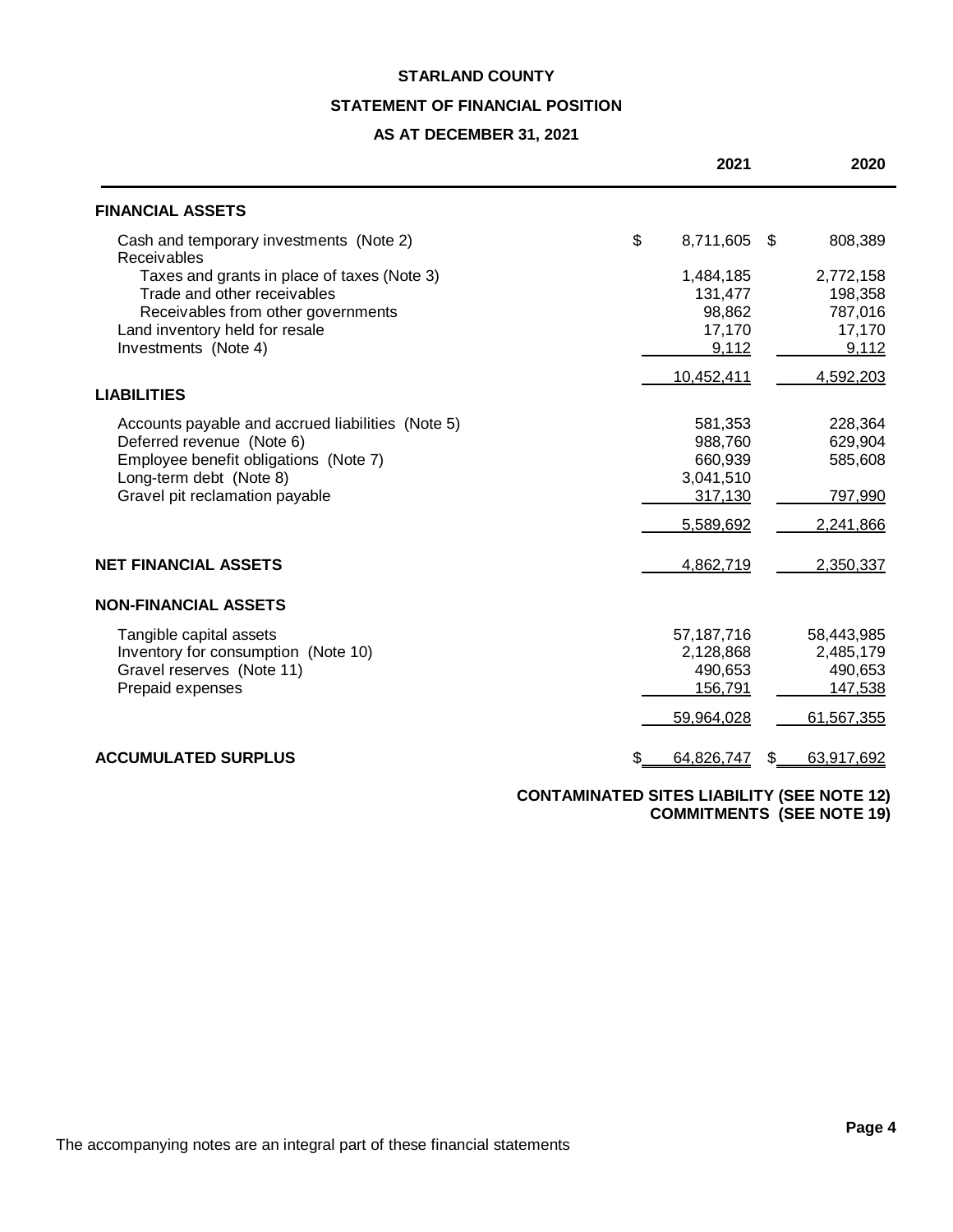# STARLAND COUNTY

## STATEMENT OF FINANCIAL POSITION

### AS AT DECEMBER 31, 2021

| | 2021 | 2020 |
|---|---|---|
| **FINANCIAL ASSETS** | | |
| Cash and temporary investments (Note 2) | $ 8,711,605 | $ 808,389 |
| Receivables | | |
| Taxes and grants in place of taxes (Note 3) | 1,484,185 | 2,772,158 |
| Trade and other receivables | 131,477 | 198,358 |
| Receivables from other governments | 98,862 | 787,016 |
| Land inventory held for resale | 17,170 | 17,170 |
| Investments (Note 4) | 9,112 | 9,112 |
| | 10,452,411 | 4,592,203 |
| **LIABILITIES** | | |
| Accounts payable and accrued liabilities (Note 5) | 581,353 | 228,364 |
| Deferred revenue (Note 6) | 988,760 | 629,904 |
| Employee benefit obligations (Note 7) | 660,939 | 585,608 |
| Long-term debt (Note 8) | 3,041,510 | |
| Gravel pit reclamation payable | 317,130 | 797,990 |
| | 5,589,692 | 2,241,866 |
| **NET FINANCIAL ASSETS** | 4,862,719 | 2,350,337 |
| **NON-FINANCIAL ASSETS** | | |
| Tangible capital assets | 57,187,716 | 58,443,985 |
| Inventory for consumption (Note 10) | 2,128,868 | 2,485,179 |
| Gravel reserves (Note 11) | 490,653 | 490,653 |
| Prepaid expenses | 156,791 | 147,538 |
| | 59,964,028 | 61,567,355 |
| **ACCUMULATED SURPLUS** | $ 64,826,747 | $ 63,917,692 |

**CONTAMINATED SITES LIABILITY (SEE NOTE 12)**
**COMMITMENTS (SEE NOTE 19)**

The accompanying notes are an integral part of these financial statements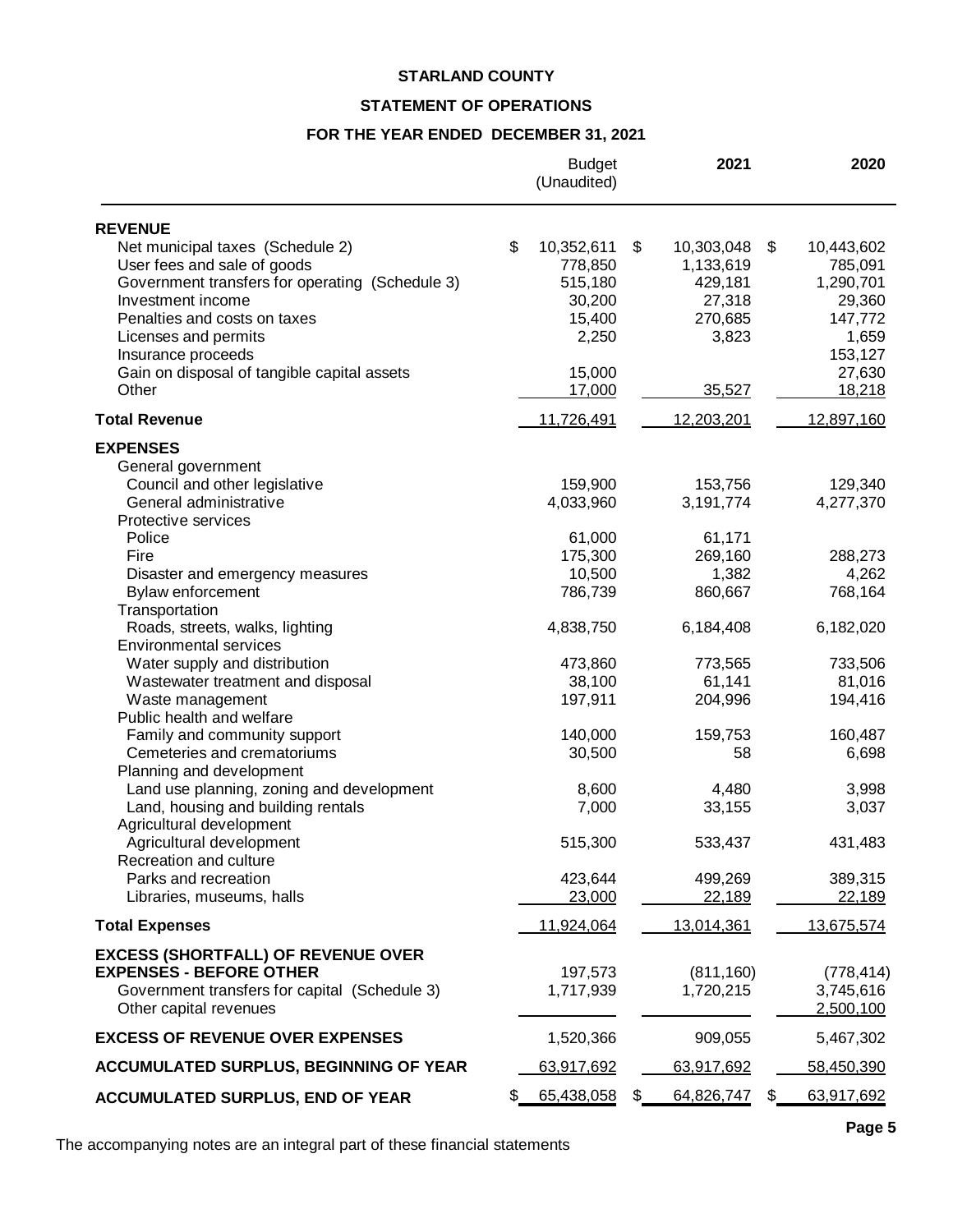**STARLAND COUNTY**

**STATEMENT OF OPERATIONS**

**FOR THE YEAR ENDED DECEMBER 31, 2021**

| | Budget (Unaudited) | 2021 | 2020 |
|---|---|---|---|
| **REVENUE** | | | |
| Net municipal taxes (Schedule 2) | $ 10,352,611 | $ 10,303,048 | $ 10,443,602 |
| User fees and sale of goods | 778,850 | 1,133,619 | 785,091 |
| Government transfers for operating (Schedule 3) | 515,180 | 429,181 | 1,290,701 |
| Investment income | 30,200 | 27,318 | 29,360 |
| Penalties and costs on taxes | 15,400 | 270,685 | 147,772 |
| Licenses and permits | 2,250 | 3,823 | 1,659 |
| Insurance proceeds | | | 153,127 |
| Gain on disposal of tangible capital assets | 15,000 | | 27,630 |
| Other | 17,000 | 35,527 | 18,218 |
| **Total Revenue** | 11,726,491 | 12,203,201 | 12,897,160 |
| **EXPENSES** | | | |
| General government | | | |
| Council and other legislative | 159,900 | 153,756 | 129,340 |
| General administrative | 4,033,960 | 3,191,774 | 4,277,370 |
| Protective services | | | |
| Police | 61,000 | 61,171 | |
| Fire | 175,300 | 269,160 | 288,273 |
| Disaster and emergency measures | 10,500 | 1,382 | 4,262 |
| Bylaw enforcement | 786,739 | 860,667 | 768,164 |
| Transportation | | | |
| Roads, streets, walks, lighting | 4,838,750 | 6,184,408 | 6,182,020 |
| Environmental services | | | |
| Water supply and distribution | 473,860 | 773,565 | 733,506 |
| Wastewater treatment and disposal | 38,100 | 61,141 | 81,016 |
| Waste management | 197,911 | 204,996 | 194,416 |
| Public health and welfare | | | |
| Family and community support | 140,000 | 159,753 | 160,487 |
| Cemeteries and crematoriums | 30,500 | 58 | 6,698 |
| Planning and development | | | |
| Land use planning, zoning and development | 8,600 | 4,480 | 3,998 |
| Land, housing and building rentals | 7,000 | 33,155 | 3,037 |
| Agricultural development | | | |
| Agricultural development | 515,300 | 533,437 | 431,483 |
| Recreation and culture | | | |
| Parks and recreation | 423,644 | 499,269 | 389,315 |
| Libraries, museums, halls | 23,000 | 22,189 | 22,189 |
| **Total Expenses** | 11,924,064 | 13,014,361 | 13,675,574 |
| **EXCESS (SHORTFALL) OF REVENUE OVER EXPENSES - BEFORE OTHER** | 197,573 | (811,160) | (778,414) |
| Government transfers for capital (Schedule 3) | 1,717,939 | 1,720,215 | 3,745,616 |
| Other capital revenues | | | 2,500,100 |
| **EXCESS OF REVENUE OVER EXPENSES** | 1,520,366 | 909,055 | 5,467,302 |
| **ACCUMULATED SURPLUS, BEGINNING OF YEAR** | 63,917,692 | 63,917,692 | 58,450,390 |
| **ACCUMULATED SURPLUS, END OF YEAR** | $ 65,438,058 | $ 64,826,747 | $ 63,917,692 |

The accompanying notes are an integral part of these financial statements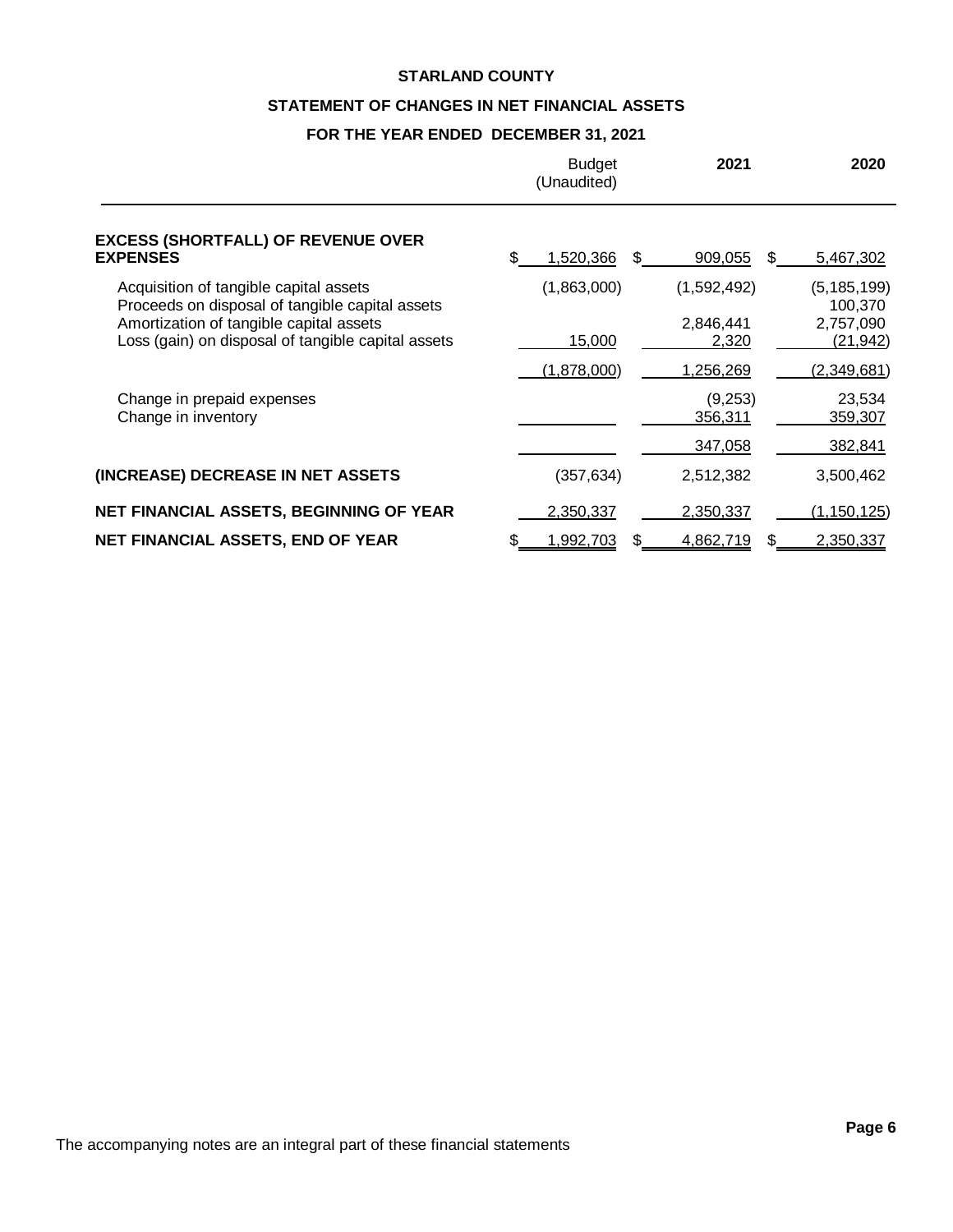**STARLAND COUNTY**

**STATEMENT OF CHANGES IN NET FINANCIAL ASSETS**

**FOR THE YEAR ENDED DECEMBER 31, 2021**

| | Budget (Unaudited) | 2021 | 2020 |
|---|---|---|---|
| **EXCESS (SHORTFALL) OF REVENUE OVER EXPENSES** | $ 1,520,366 | $ 909,055 | $ 5,467,302 |
| Acquisition of tangible capital assets | (1,863,000) | (1,592,492) | (5,185,199) |
| Proceeds on disposal of tangible capital assets | | | 100,370 |
| Amortization of tangible capital assets | | 2,846,441 | 2,757,090 |
| Loss (gain) on disposal of tangible capital assets | 15,000 | 2,320 | (21,942) |
| | (1,878,000) | 1,256,269 | (2,349,681) |
| Change in prepaid expenses | | (9,253) | 23,534 |
| Change in inventory | | 356,311 | 359,307 |
| | | 347,058 | 382,841 |
| **(INCREASE) DECREASE IN NET ASSETS** | (357,634) | 2,512,382 | 3,500,462 |
| **NET FINANCIAL ASSETS, BEGINNING OF YEAR** | 2,350,337 | 2,350,337 | (1,150,125) |
| **NET FINANCIAL ASSETS, END OF YEAR** | $ 1,992,703 | $ 4,862,719 | $ 2,350,337 |

The accompanying notes are an integral part of these financial statements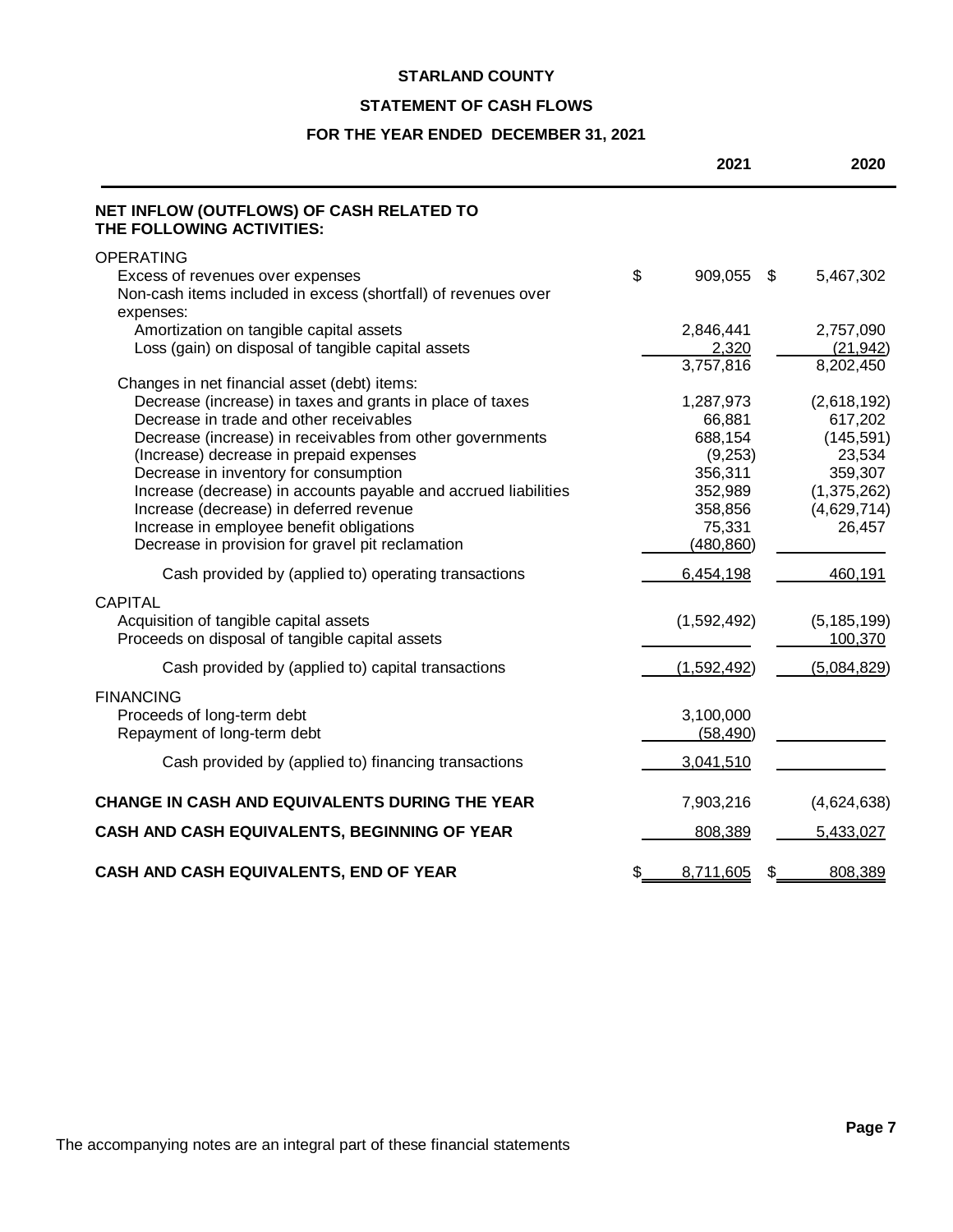# STARLAND COUNTY

## STATEMENT OF CASH FLOWS

### FOR THE YEAR ENDED DECEMBER 31, 2021

| | 2021 | 2020 |
|---|---|---|
| **NET INFLOW (OUTFLOWS) OF CASH RELATED TO THE FOLLOWING ACTIVITIES:** | | |
| OPERATING | | |
| Excess of revenues over expenses | $ 909,055 | $ 5,467,302 |
| Non-cash items included in excess (shortfall) of revenues over expenses: | | |
| Amortization on tangible capital assets | 2,846,441 | 2,757,090 |
| Loss (gain) on disposal of tangible capital assets | 2,320 | (21,942) |
| | 3,757,816 | 8,202,450 |
| Changes in net financial asset (debt) items: | | |
| Decrease (increase) in taxes and grants in place of taxes | 1,287,973 | (2,618,192) |
| Decrease in trade and other receivables | 66,881 | 617,202 |
| Decrease (increase) in receivables from other governments | 688,154 | (145,591) |
| (Increase) decrease in prepaid expenses | (9,253) | 23,534 |
| Decrease in inventory for consumption | 356,311 | 359,307 |
| Increase (decrease) in accounts payable and accrued liabilities | 352,989 | (1,375,262) |
| Increase (decrease) in deferred revenue | 358,856 | (4,629,714) |
| Increase in employee benefit obligations | 75,331 | 26,457 |
| Decrease in provision for gravel pit reclamation | (480,860) | |
| Cash provided by (applied to) operating transactions | 6,454,198 | 460,191 |
| CAPITAL | | |
| Acquisition of tangible capital assets | (1,592,492) | (5,185,199) |
| Proceeds on disposal of tangible capital assets | | 100,370 |
| Cash provided by (applied to) capital transactions | (1,592,492) | (5,084,829) |
| FINANCING | | |
| Proceeds of long-term debt | 3,100,000 | |
| Repayment of long-term debt | (58,490) | |
| Cash provided by (applied to) financing transactions | 3,041,510 | |
| **CHANGE IN CASH AND EQUIVALENTS DURING THE YEAR** | 7,903,216 | (4,624,638) |
| **CASH AND CASH EQUIVALENTS, BEGINNING OF YEAR** | 808,389 | 5,433,027 |
| **CASH AND CASH EQUIVALENTS, END OF YEAR** | $ 8,711,605 | $ 808,389 |

The accompanying notes are an integral part of these financial statements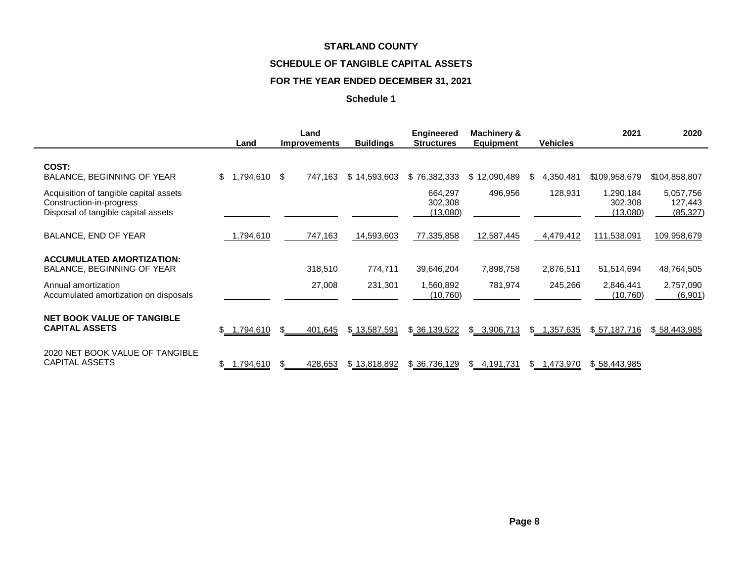**STARLAND COUNTY**

**SCHEDULE OF TANGIBLE CAPITAL ASSETS**

**FOR THE YEAR ENDED DECEMBER 31, 2021**

**Schedule 1**

| | Land | Land Improvements | Buildings | Engineered Structures | Machinery & Equipment | Vehicles | 2021 | 2020 |
|---|---|---|---|---|---|---|---|---|
| **COST:** | | | | | | | | |
| BALANCE, BEGINNING OF YEAR | $ 1,794,610 | $ 747,163 | $ 14,593,603 | $ 76,382,333 | $ 12,090,489 | $ 4,350,481 | $109,958,679 | $104,858,807 |
| Acquisition of tangible capital assets | | | | 664,297 | 496,956 | 128,931 | 1,290,184 | 5,057,756 |
| Construction-in-progress | | | | 302,308 | | | 302,308 | 127,443 |
| Disposal of tangible capital assets | | | | (13,080) | | | (13,080) | (85,327) |
| BALANCE, END OF YEAR | 1,794,610 | 747,163 | 14,593,603 | 77,335,858 | 12,587,445 | 4,479,412 | 111,538,091 | 109,958,679 |
| **ACCUMULATED AMORTIZATION:** | | | | | | | | |
| BALANCE, BEGINNING OF YEAR | | 318,510 | 774,711 | 39,646,204 | 7,898,758 | 2,876,511 | 51,514,694 | 48,764,505 |
| Annual amortization | | 27,008 | 231,301 | 1,560,892 | 781,974 | 245,266 | 2,846,441 | 2,757,090 |
| Accumulated amortization on disposals | | | | (10,760) | | | (10,760) | (6,901) |
| **NET BOOK VALUE OF TANGIBLE CAPITAL ASSETS** | $ 1,794,610 | $ 401,645 | $ 13,587,591 | $ 36,139,522 | $ 3,906,713 | $ 1,357,635 | $ 57,187,716 | $ 58,443,985 |
| 2020 NET BOOK VALUE OF TANGIBLE CAPITAL ASSETS | $ 1,794,610 | $ 428,653 | $ 13,818,892 | $ 36,736,129 | $ 4,191,731 | $ 1,473,970 | $ 58,443,985 | |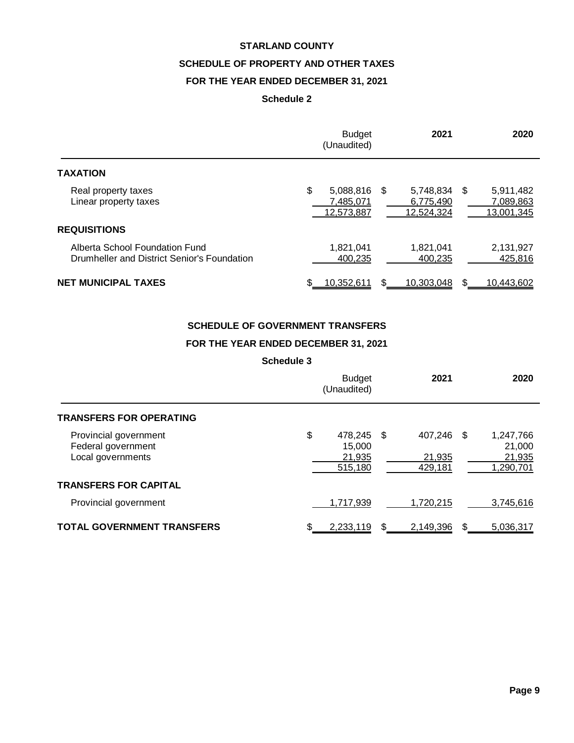# STARLAND COUNTY

## SCHEDULE OF PROPERTY AND OTHER TAXES

## FOR THE YEAR ENDED DECEMBER 31, 2021

### Schedule 2

| | Budget (Unaudited) | 2021 | 2020 |
|---|---|---|---|
| **TAXATION** | | | |
| Real property taxes | $ 5,088,816 | $ 5,748,834 | $ 5,911,482 |
| Linear property taxes | 7,485,071 | 6,775,490 | 7,089,863 |
| | 12,573,887 | 12,524,324 | 13,001,345 |
| **REQUISITIONS** | | | |
| Alberta School Foundation Fund | 1,821,041 | 1,821,041 | 2,131,927 |
| Drumheller and District Senior's Foundation | 400,235 | 400,235 | 425,816 |
| **NET MUNICIPAL TAXES** | $ 10,352,611 | $ 10,303,048 | $ 10,443,602 |

## SCHEDULE OF GOVERNMENT TRANSFERS

## FOR THE YEAR ENDED DECEMBER 31, 2021

### Schedule 3

| | Budget (Unaudited) | 2021 | 2020 |
|---|---|---|---|
| **TRANSFERS FOR OPERATING** | | | |
| Provincial government | $ 478,245 | $ 407,246 | $ 1,247,766 |
| Federal government | 15,000 | | 21,000 |
| Local governments | 21,935 | 21,935 | 21,935 |
| | 515,180 | 429,181 | 1,290,701 |
| **TRANSFERS FOR CAPITAL** | | | |
| Provincial government | 1,717,939 | 1,720,215 | 3,745,616 |
| **TOTAL GOVERNMENT TRANSFERS** | $ 2,233,119 | $ 2,149,396 | $ 5,036,317 |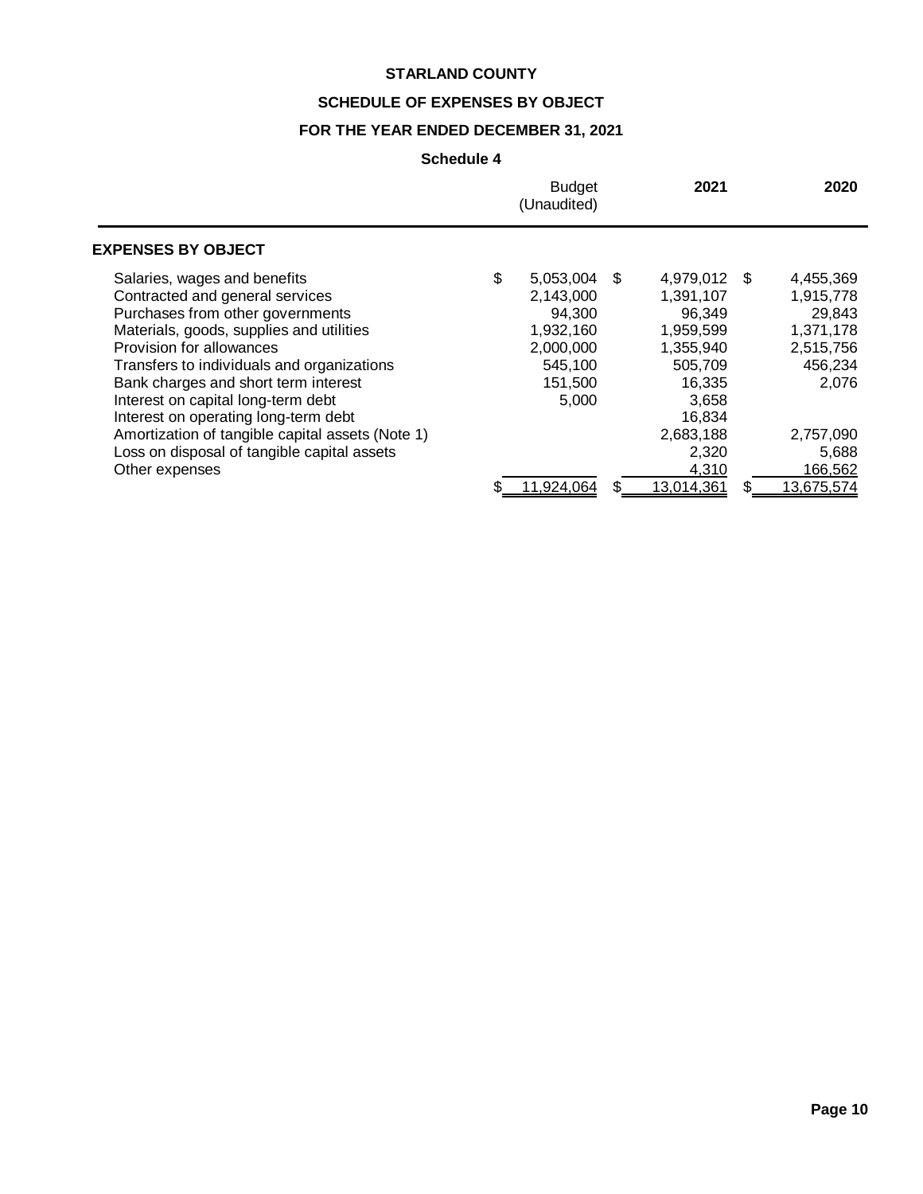**STARLAND COUNTY**

**SCHEDULE OF EXPENSES BY OBJECT**

**FOR THE YEAR ENDED DECEMBER 31, 2021**

**Schedule 4**

| | Budget (Unaudited) | 2021 | 2020 |
|---|---|---|---|
| **EXPENSES BY OBJECT** | | | |
| Salaries, wages and benefits | $ 5,053,004 | $ 4,979,012 | $ 4,455,369 |
| Contracted and general services | 2,143,000 | 1,391,107 | 1,915,778 |
| Purchases from other governments | 94,300 | 96,349 | 29,843 |
| Materials, goods, supplies and utilities | 1,932,160 | 1,959,599 | 1,371,178 |
| Provision for allowances | 2,000,000 | 1,355,940 | 2,515,756 |
| Transfers to individuals and organizations | 545,100 | 505,709 | 456,234 |
| Bank charges and short term interest | 151,500 | 16,335 | 2,076 |
| Interest on capital long-term debt | 5,000 | 3,658 | |
| Interest on operating long-term debt | | 16,834 | |
| Amortization of tangible capital assets (Note 1) | | 2,683,188 | 2,757,090 |
| Loss on disposal of tangible capital assets | | 2,320 | 5,688 |
| Other expenses | | 4,310 | 166,562 |
| | $ 11,924,064 | $ 13,014,361 | $ 13,675,574 |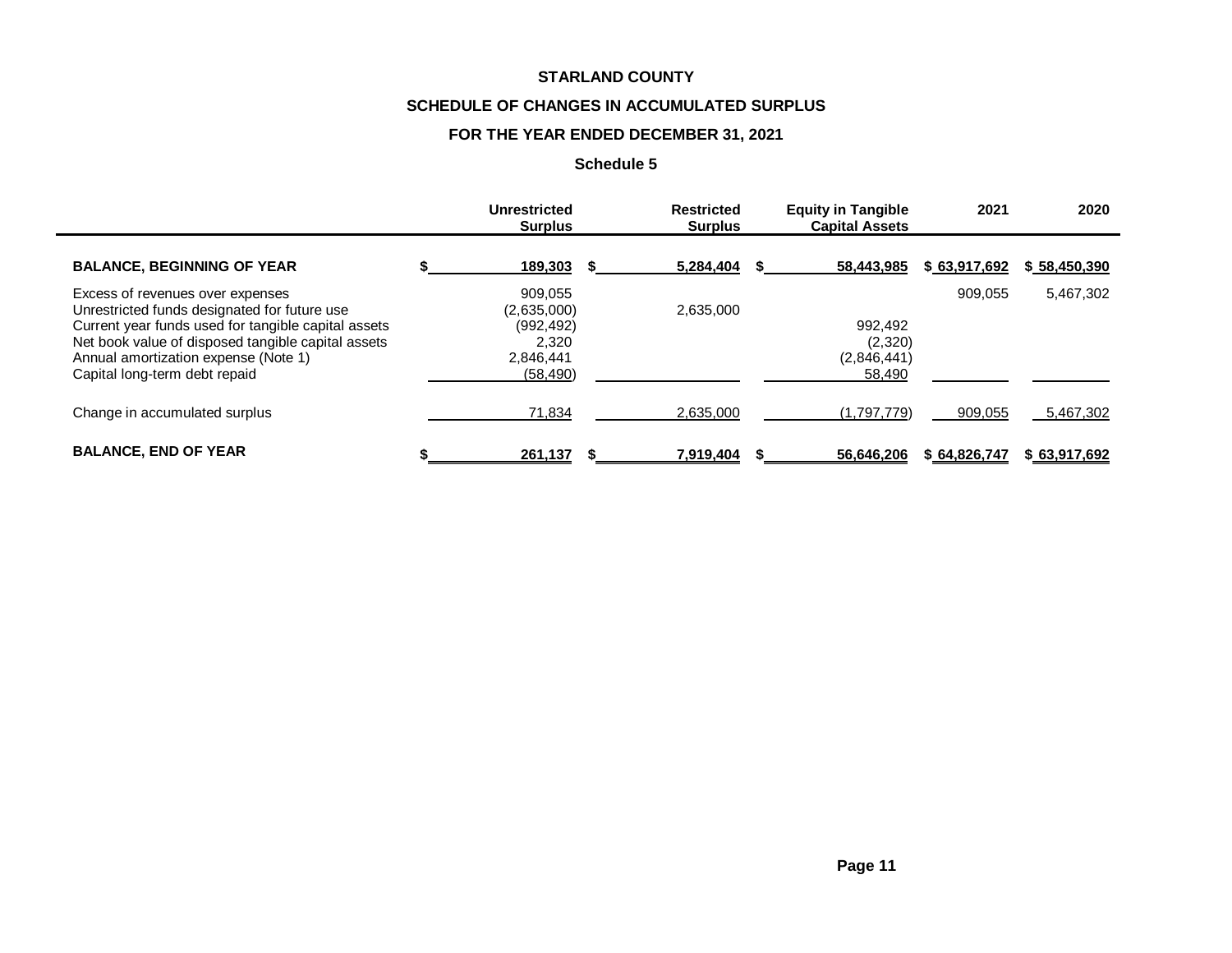# STARLAND COUNTY

## SCHEDULE OF CHANGES IN ACCUMULATED SURPLUS

## FOR THE YEAR ENDED DECEMBER 31, 2021

### Schedule 5

| | Unrestricted Surplus | Restricted Surplus | Equity in Tangible Capital Assets | 2021 | 2020 |
|---|---|---|---|---|---|
| **BALANCE, BEGINNING OF YEAR** | **$ 189,303** | **$ 5,284,404** | **$ 58,443,985** | **$ 63,917,692** | **$ 58,450,390** |
| Excess of revenues over expenses | 909,055 | | | 909,055 | 5,467,302 |
| Unrestricted funds designated for future use | (2,635,000) | 2,635,000 | | | |
| Current year funds used for tangible capital assets | (992,492) | | 992,492 | | |
| Net book value of disposed tangible capital assets | 2,320 | | (2,320) | | |
| Annual amortization expense (Note 1) | 2,846,441 | | (2,846,441) | | |
| Capital long-term debt repaid | (58,490) | | 58,490 | | |
| Change in accumulated surplus | 71,834 | 2,635,000 | (1,797,779) | 909,055 | 5,467,302 |
| **BALANCE, END OF YEAR** | **$ 261,137** | **$ 7,919,404** | **$ 56,646,206** | **$ 64,826,747** | **$ 63,917,692** |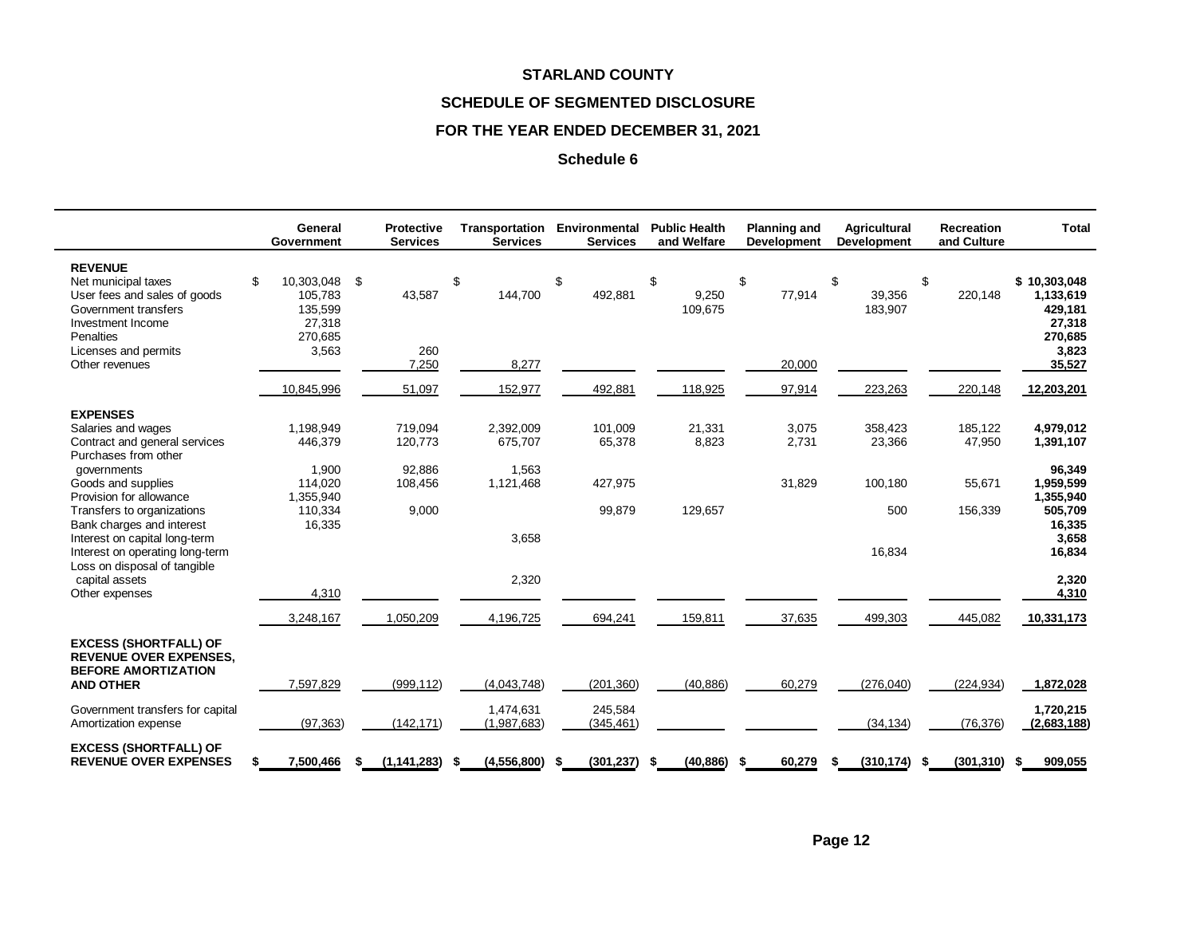# STARLAND COUNTY

## SCHEDULE OF SEGMENTED DISCLOSURE

## FOR THE YEAR ENDED DECEMBER 31, 2021

### Schedule 6

| | General Government | Protective Services | Transportation Services | Environmental Services | Public Health and Welfare | Planning and Development | Agricultural Development | Recreation and Culture | Total |
|---|---|---|---|---|---|---|---|---|---|
| **REVENUE** | | | | | | | | | |
| Net municipal taxes | $ 10,303,048 | $ | $ | $ | $ | $ | $ | $ | $ 10,303,048 |
| User fees and sales of goods | 105,783 | 43,587 | 144,700 | 492,881 | 9,250 | 77,914 | 39,356 | 220,148 | 1,133,619 |
| Government transfers | 135,599 | | | | 109,675 | | 183,907 | | 429,181 |
| Investment Income | 27,318 | | | | | | | | 27,318 |
| Penalties | 270,685 | | | | | | | | 270,685 |
| Licenses and permits | 3,563 | 260 | | | | | | | 3,823 |
| Other revenues | | 7,250 | 8,277 | | | 20,000 | | | 35,527 |
| | 10,845,996 | 51,097 | 152,977 | 492,881 | 118,925 | 97,914 | 223,263 | 220,148 | 12,203,201 |
| **EXPENSES** | | | | | | | | | |
| Salaries and wages | 1,198,949 | 719,094 | 2,392,009 | 101,009 | 21,331 | 3,075 | 358,423 | 185,122 | 4,979,012 |
| Contract and general services | 446,379 | 120,773 | 675,707 | 65,378 | 8,823 | 2,731 | 23,366 | 47,950 | 1,391,107 |
| Purchases from other governments | 1,900 | 92,886 | 1,563 | | | | | | 96,349 |
| Goods and supplies | 114,020 | 108,456 | 1,121,468 | 427,975 | | 31,829 | 100,180 | 55,671 | 1,959,599 |
| Provision for allowance | 1,355,940 | | | | | | | | 1,355,940 |
| Transfers to organizations | 110,334 | 9,000 | | 99,879 | 129,657 | | 500 | 156,339 | 505,709 |
| Bank charges and interest | 16,335 | | | | | | | | 16,335 |
| Interest on capital long-term | | | 3,658 | | | | | | 3,658 |
| Interest on operating long-term | | | | | | | 16,834 | | 16,834 |
| Loss on disposal of tangible capital assets | | | 2,320 | | | | | | 2,320 |
| Other expenses | 4,310 | | | | | | | | 4,310 |
| | 3,248,167 | 1,050,209 | 4,196,725 | 694,241 | 159,811 | 37,635 | 499,303 | 445,082 | 10,331,173 |
| **EXCESS (SHORTFALL) OF REVENUE OVER EXPENSES, BEFORE AMORTIZATION AND OTHER** | 7,597,829 | (999,112) | (4,043,748) | (201,360) | (40,886) | 60,279 | (276,040) | (224,934) | 1,872,028 |
| Government transfers for capital | | | 1,474,631 | 245,584 | | | | | 1,720,215 |
| Amortization expense | (97,363) | (142,171) | (1,987,683) | (345,461) | | | (34,134) | (76,376) | (2,683,188) |
| **EXCESS (SHORTFALL) OF REVENUE OVER EXPENSES** | $ 7,500,466 | $ (1,141,283) | $ (4,556,800) | $ (301,237) | $ (40,886) | $ 60,279 | $ (310,174) | $ (301,310) | $ 909,055 |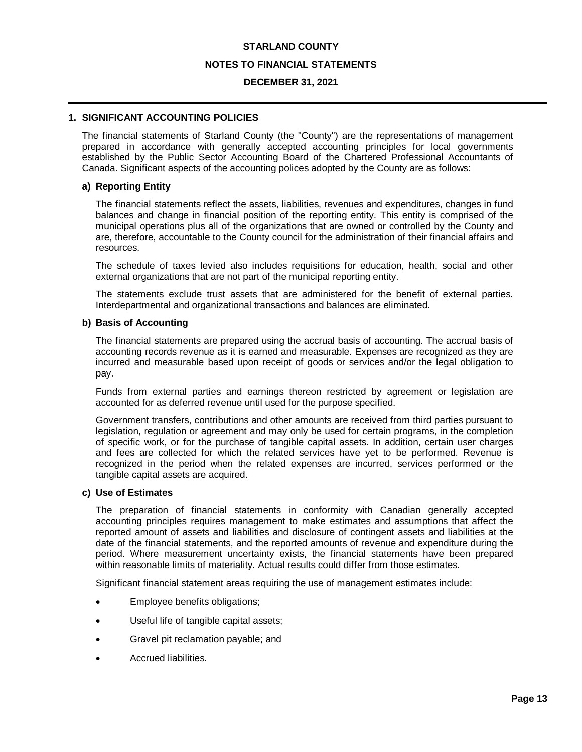# STARLAND COUNTY

## NOTES TO FINANCIAL STATEMENTS

## DECEMBER 31, 2021

### 1. SIGNIFICANT ACCOUNTING POLICIES

The financial statements of Starland County (the "County") are the representations of management prepared in accordance with generally accepted accounting principles for local governments established by the Public Sector Accounting Board of the Chartered Professional Accountants of Canada. Significant aspects of the accounting polices adopted by the County are as follows:

#### a) Reporting Entity

The financial statements reflect the assets, liabilities, revenues and expenditures, changes in fund balances and change in financial position of the reporting entity. This entity is comprised of the municipal operations plus all of the organizations that are owned or controlled by the County and are, therefore, accountable to the County council for the administration of their financial affairs and resources.

The schedule of taxes levied also includes requisitions for education, health, social and other external organizations that are not part of the municipal reporting entity.

The statements exclude trust assets that are administered for the benefit of external parties. Interdepartmental and organizational transactions and balances are eliminated.

#### b) Basis of Accounting

The financial statements are prepared using the accrual basis of accounting. The accrual basis of accounting records revenue as it is earned and measurable. Expenses are recognized as they are incurred and measurable based upon receipt of goods or services and/or the legal obligation to pay.

Funds from external parties and earnings thereon restricted by agreement or legislation are accounted for as deferred revenue until used for the purpose specified.

Government transfers, contributions and other amounts are received from third parties pursuant to legislation, regulation or agreement and may only be used for certain programs, in the completion of specific work, or for the purchase of tangible capital assets. In addition, certain user charges and fees are collected for which the related services have yet to be performed. Revenue is recognized in the period when the related expenses are incurred, services performed or the tangible capital assets are acquired.

#### c) Use of Estimates

The preparation of financial statements in conformity with Canadian generally accepted accounting principles requires management to make estimates and assumptions that affect the reported amount of assets and liabilities and disclosure of contingent assets and liabilities at the date of the financial statements, and the reported amounts of revenue and expenditure during the period. Where measurement uncertainty exists, the financial statements have been prepared within reasonable limits of materiality. Actual results could differ from those estimates.

Significant financial statement areas requiring the use of management estimates include:

- Employee benefits obligations;
- Useful life of tangible capital assets;
- Gravel pit reclamation payable; and
- Accrued liabilities.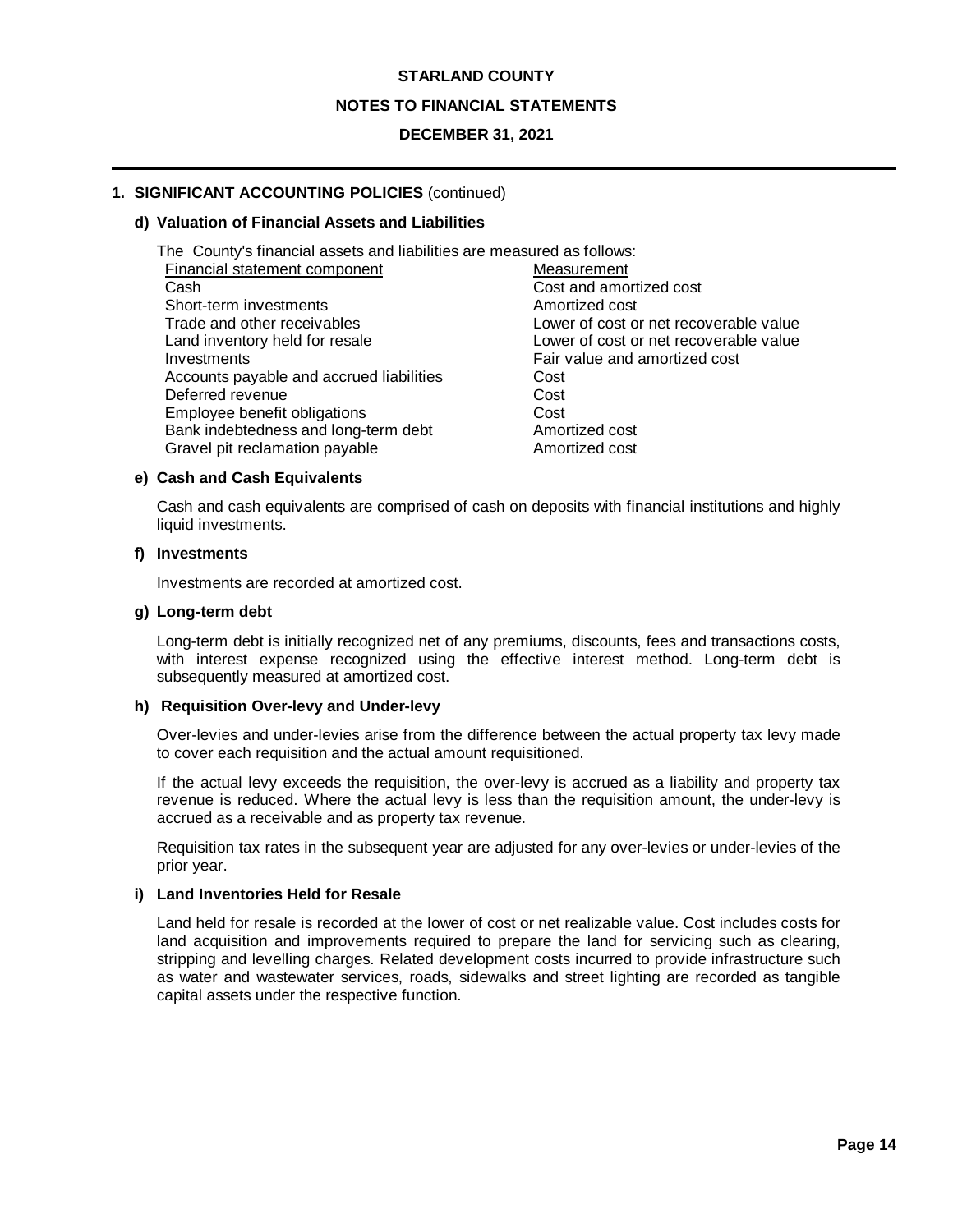## 1. SIGNIFICANT ACCOUNTING POLICIES (continued)

### d) Valuation of Financial Assets and Liabilities

The County's financial assets and liabilities are measured as follows:

| Financial statement component | Measurement |
|---|---|
| Cash | Cost and amortized cost |
| Short-term investments | Amortized cost |
| Trade and other receivables | Lower of cost or net recoverable value |
| Land inventory held for resale | Lower of cost or net recoverable value |
| Investments | Fair value and amortized cost |
| Accounts payable and accrued liabilities | Cost |
| Deferred revenue | Cost |
| Employee benefit obligations | Cost |
| Bank indebtedness and long-term debt | Amortized cost |
| Gravel pit reclamation payable | Amortized cost |

### e) Cash and Cash Equivalents

Cash and cash equivalents are comprised of cash on deposits with financial institutions and highly liquid investments.

### f) Investments

Investments are recorded at amortized cost.

### g) Long-term debt

Long-term debt is initially recognized net of any premiums, discounts, fees and transactions costs, with interest expense recognized using the effective interest method. Long-term debt is subsequently measured at amortized cost.

### h) Requisition Over-levy and Under-levy

Over-levies and under-levies arise from the difference between the actual property tax levy made to cover each requisition and the actual amount requisitioned.

If the actual levy exceeds the requisition, the over-levy is accrued as a liability and property tax revenue is reduced. Where the actual levy is less than the requisition amount, the under-levy is accrued as a receivable and as property tax revenue.

Requisition tax rates in the subsequent year are adjusted for any over-levies or under-levies of the prior year.

### i) Land Inventories Held for Resale

Land held for resale is recorded at the lower of cost or net realizable value. Cost includes costs for land acquisition and improvements required to prepare the land for servicing such as clearing, stripping and levelling charges. Related development costs incurred to provide infrastructure such as water and wastewater services, roads, sidewalks and street lighting are recorded as tangible capital assets under the respective function.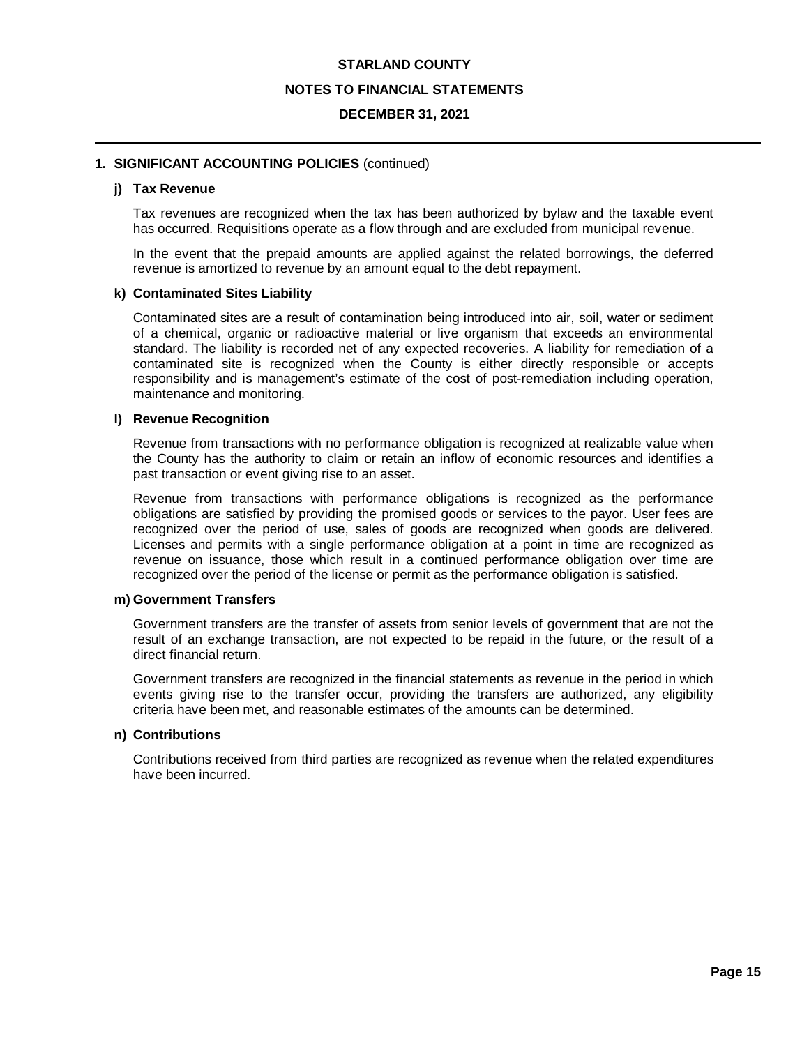## 1. SIGNIFICANT ACCOUNTING POLICIES (continued)

### j) Tax Revenue

Tax revenues are recognized when the tax has been authorized by bylaw and the taxable event has occurred. Requisitions operate as a flow through and are excluded from municipal revenue.

In the event that the prepaid amounts are applied against the related borrowings, the deferred revenue is amortized to revenue by an amount equal to the debt repayment.

### k) Contaminated Sites Liability

Contaminated sites are a result of contamination being introduced into air, soil, water or sediment of a chemical, organic or radioactive material or live organism that exceeds an environmental standard. The liability is recorded net of any expected recoveries. A liability for remediation of a contaminated site is recognized when the County is either directly responsible or accepts responsibility and is management's estimate of the cost of post-remediation including operation, maintenance and monitoring.

### l) Revenue Recognition

Revenue from transactions with no performance obligation is recognized at realizable value when the County has the authority to claim or retain an inflow of economic resources and identifies a past transaction or event giving rise to an asset.

Revenue from transactions with performance obligations is recognized as the performance obligations are satisfied by providing the promised goods or services to the payor. User fees are recognized over the period of use, sales of goods are recognized when goods are delivered. Licenses and permits with a single performance obligation at a point in time are recognized as revenue on issuance, those which result in a continued performance obligation over time are recognized over the period of the license or permit as the performance obligation is satisfied.

### m) Government Transfers

Government transfers are the transfer of assets from senior levels of government that are not the result of an exchange transaction, are not expected to be repaid in the future, or the result of a direct financial return.

Government transfers are recognized in the financial statements as revenue in the period in which events giving rise to the transfer occur, providing the transfers are authorized, any eligibility criteria have been met, and reasonable estimates of the amounts can be determined.

### n) Contributions

Contributions received from third parties are recognized as revenue when the related expenditures have been incurred.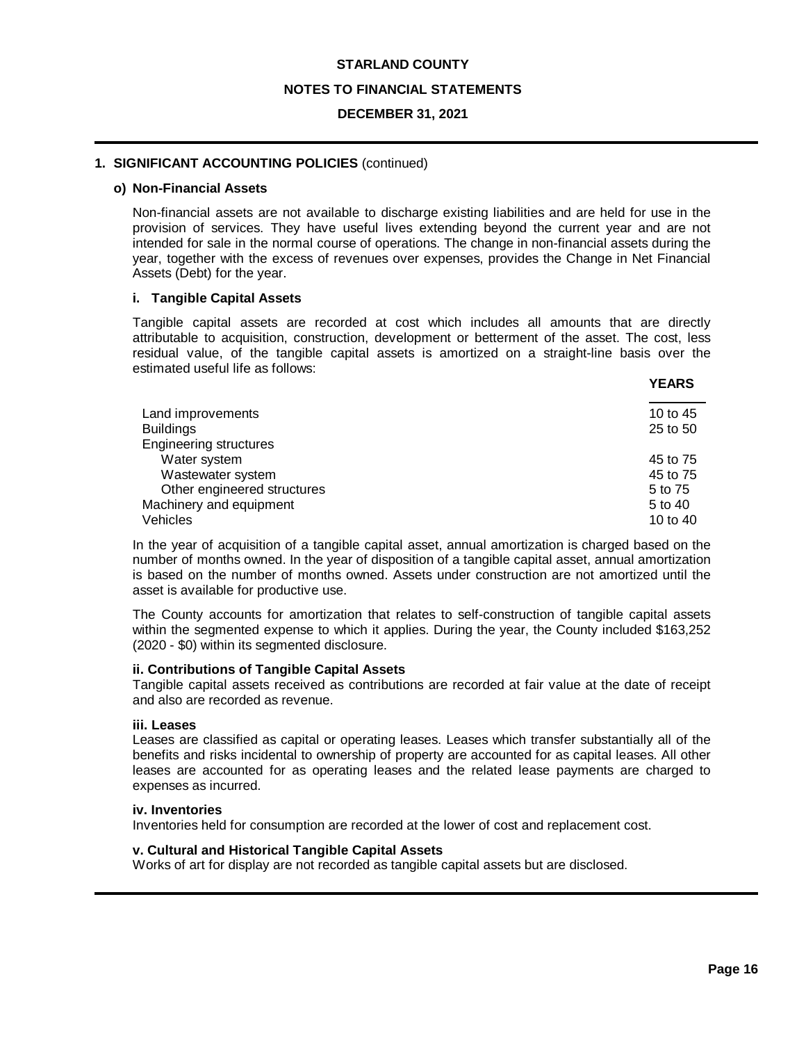# STARLAND COUNTY

## NOTES TO FINANCIAL STATEMENTS

### DECEMBER 31, 2021

### 1. SIGNIFICANT ACCOUNTING POLICIES (continued)

#### o) Non-Financial Assets

Non-financial assets are not available to discharge existing liabilities and are held for use in the provision of services. They have useful lives extending beyond the current year and are not intended for sale in the normal course of operations. The change in non-financial assets during the year, together with the excess of revenues over expenses, provides the Change in Net Financial Assets (Debt) for the year.

#### i. Tangible Capital Assets

Tangible capital assets are recorded at cost which includes all amounts that are directly attributable to acquisition, construction, development or betterment of the asset. The cost, less residual value, of the tangible capital assets is amortized on a straight-line basis over the estimated useful life as follows:

| | YEARS |
|---|---|
| Land improvements | 10 to 45 |
| Buildings | 25 to 50 |
| Engineering structures | |
| Water system | 45 to 75 |
| Wastewater system | 45 to 75 |
| Other engineered structures | 5 to 75 |
| Machinery and equipment | 5 to 40 |
| Vehicles | 10 to 40 |

In the year of acquisition of a tangible capital asset, annual amortization is charged based on the number of months owned. In the year of disposition of a tangible capital asset, annual amortization is based on the number of months owned. Assets under construction are not amortized until the asset is available for productive use.

The County accounts for amortization that relates to self-construction of tangible capital assets within the segmented expense to which it applies. During the year, the County included $163,252 (2020 - $0) within its segmented disclosure.

#### ii. Contributions of Tangible Capital Assets

Tangible capital assets received as contributions are recorded at fair value at the date of receipt and also are recorded as revenue.

#### iii. Leases

Leases are classified as capital or operating leases. Leases which transfer substantially all of the benefits and risks incidental to ownership of property are accounted for as capital leases. All other leases are accounted for as operating leases and the related lease payments are charged to expenses as incurred.

#### iv. Inventories

Inventories held for consumption are recorded at the lower of cost and replacement cost.

#### v. Cultural and Historical Tangible Capital Assets

Works of art for display are not recorded as tangible capital assets but are disclosed.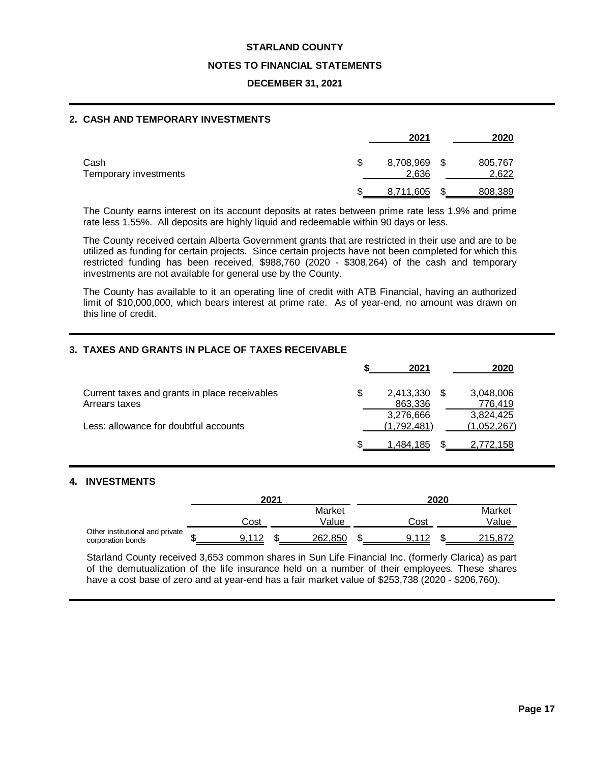**STARLAND COUNTY**

**NOTES TO FINANCIAL STATEMENTS**

**DECEMBER 31, 2021**

## 2. CASH AND TEMPORARY INVESTMENTS

| | 2021 | 2020 |
|---|---|---|
| Cash | $ 8,708,969 | $ 805,767 |
| Temporary investments | 2,636 | 2,622 |
| | $ 8,711,605 | $ 808,389 |

The County earns interest on its account deposits at rates between prime rate less 1.9% and prime rate less 1.55%. All deposits are highly liquid and redeemable within 90 days or less.

The County received certain Alberta Government grants that are restricted in their use and are to be utilized as funding for certain projects. Since certain projects have not been completed for which this restricted funding has been received, $988,760 (2020 - $308,264) of the cash and temporary investments are not available for general use by the County.

The County has available to it an operating line of credit with ATB Financial, having an authorized limit of $10,000,000, which bears interest at prime rate. As of year-end, no amount was drawn on this line of credit.

## 3. TAXES AND GRANTS IN PLACE OF TAXES RECEIVABLE

| | $ 2021 | 2020 |
|---|---|---|
| Current taxes and grants in place receivables | $ 2,413,330 | $ 3,048,006 |
| Arrears taxes | 863,336 | 776,419 |
| | 3,276,666 | 3,824,425 |
| Less: allowance for doubtful accounts | (1,792,481) | (1,052,267) |
| | $ 1,484,185 | $ 2,772,158 |

## 4. INVESTMENTS

| | 2021 | | 2020 | |
|---|---|---|---|---|
| | Cost | Market Value | Cost | Market Value |
| Other institutional and private corporation bonds | $ 9,112 | $ 262,850 | $ 9,112 | $ 215,872 |

Starland County received 3,653 common shares in Sun Life Financial Inc. (formerly Clarica) as part of the demutualization of the life insurance held on a number of their employees. These shares have a cost base of zero and at year-end has a fair market value of $253,738 (2020 - $206,760).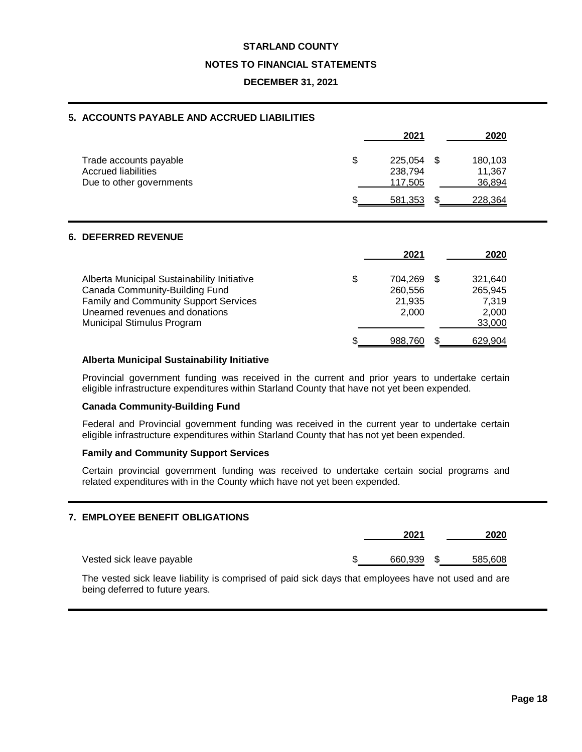# STARLAND COUNTY

## NOTES TO FINANCIAL STATEMENTS

### DECEMBER 31, 2021

## 5. ACCOUNTS PAYABLE AND ACCRUED LIABILITIES

| | 2021 | 2020 |
|---|---|---|
| Trade accounts payable | $ 225,054 | $ 180,103 |
| Accrued liabilities | 238,794 | 11,367 |
| Due to other governments | 117,505 | 36,894 |
| | $ 581,353 | $ 228,364 |

## 6. DEFERRED REVENUE

| | 2021 | 2020 |
|---|---|---|
| Alberta Municipal Sustainability Initiative | $ 704,269 | $ 321,640 |
| Canada Community-Building Fund | 260,556 | 265,945 |
| Family and Community Support Services | 21,935 | 7,319 |
| Unearned revenues and donations | 2,000 | 2,000 |
| Municipal Stimulus Program | | 33,000 |
| | $ 988,760 | $ 629,904 |

**Alberta Municipal Sustainability Initiative**

Provincial government funding was received in the current and prior years to undertake certain eligible infrastructure expenditures within Starland County that have not yet been expended.

**Canada Community-Building Fund**

Federal and Provincial government funding was received in the current year to undertake certain eligible infrastructure expenditures within Starland County that has not yet been expended.

**Family and Community Support Services**

Certain provincial government funding was received to undertake certain social programs and related expenditures with in the County which have not yet been expended.

## 7. EMPLOYEE BENEFIT OBLIGATIONS

| | 2021 | 2020 |
|---|---|---|
| Vested sick leave payable | $ 660,939 | $ 585,608 |

The vested sick leave liability is comprised of paid sick days that employees have not used and are being deferred to future years.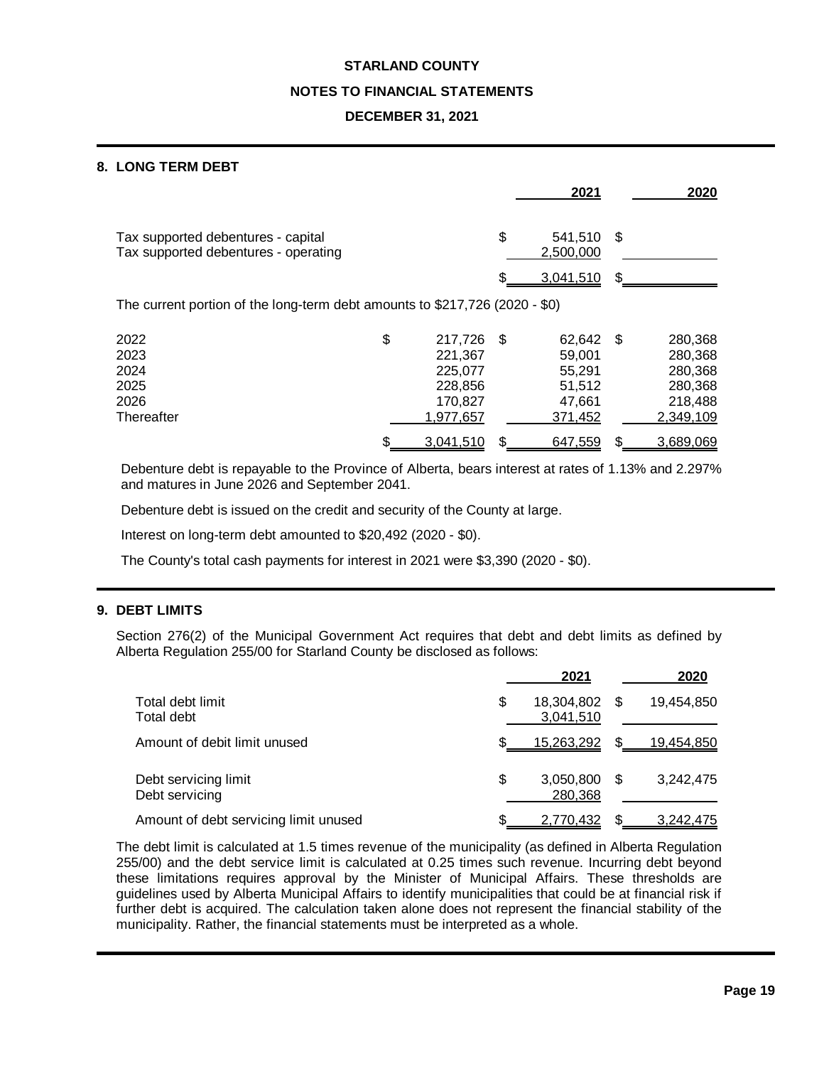## STARLAND COUNTY

## NOTES TO FINANCIAL STATEMENTS

## DECEMBER 31, 2021

### 8. LONG TERM DEBT

| | 2021 | 2020 |
|---|---|---|
| Tax supported debentures - capital | $ 541,510 | $ |
| Tax supported debentures - operating | 2,500,000 | |
| | $ 3,041,510 | $ |

The current portion of the long-term debt amounts to $217,726 (2020 - $0)

| | | | |
|---|---|---|---|
| 2022 | $ 217,726 | $ 62,642 | $ 280,368 |
| 2023 | 221,367 | 59,001 | 280,368 |
| 2024 | 225,077 | 55,291 | 280,368 |
| 2025 | 228,856 | 51,512 | 280,368 |
| 2026 | 170,827 | 47,661 | 218,488 |
| Thereafter | 1,977,657 | 371,452 | 2,349,109 |
| | $ 3,041,510 | $ 647,559 | $ 3,689,069 |

Debenture debt is repayable to the Province of Alberta, bears interest at rates of 1.13% and 2.297% and matures in June 2026 and September 2041.

Debenture debt is issued on the credit and security of the County at large.

Interest on long-term debt amounted to $20,492 (2020 - $0).

The County's total cash payments for interest in 2021 were $3,390 (2020 - $0).

### 9. DEBT LIMITS

Section 276(2) of the Municipal Government Act requires that debt and debt limits as defined by Alberta Regulation 255/00 for Starland County be disclosed as follows:

| | 2021 | 2020 |
|---|---|---|
| Total debt limit | $ 18,304,802 | $ 19,454,850 |
| Total debt | 3,041,510 | |
| Amount of debit limit unused | $ 15,263,292 | $ 19,454,850 |
| Debt servicing limit | $ 3,050,800 | $ 3,242,475 |
| Debt servicing | 280,368 | |
| Amount of debt servicing limit unused | $ 2,770,432 | $ 3,242,475 |

The debt limit is calculated at 1.5 times revenue of the municipality (as defined in Alberta Regulation 255/00) and the debt service limit is calculated at 0.25 times such revenue. Incurring debt beyond these limitations requires approval by the Minister of Municipal Affairs. These thresholds are guidelines used by Alberta Municipal Affairs to identify municipalities that could be at financial risk if further debt is acquired. The calculation taken alone does not represent the financial stability of the municipality. Rather, the financial statements must be interpreted as a whole.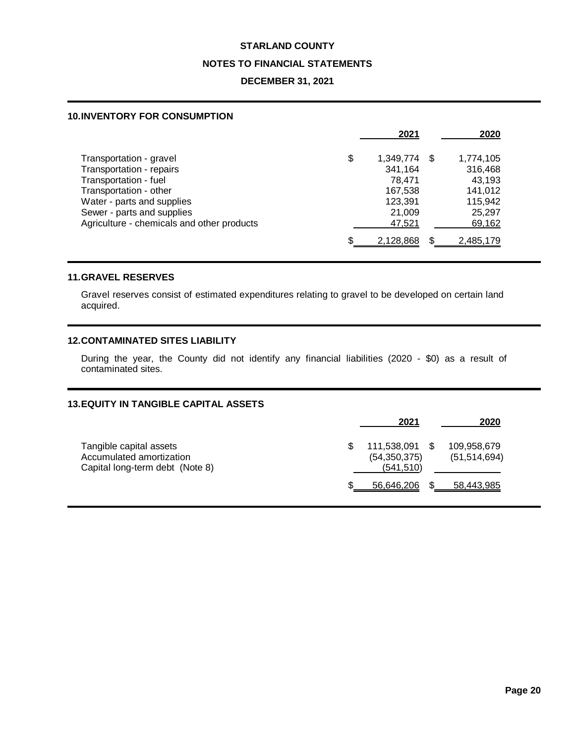# STARLAND COUNTY

## NOTES TO FINANCIAL STATEMENTS

### DECEMBER 31, 2021

## 10. INVENTORY FOR CONSUMPTION

| | 2021 | 2020 |
|---|---|---|
| Transportation - gravel | $ 1,349,774 | $ 1,774,105 |
| Transportation - repairs | 341,164 | 316,468 |
| Transportation - fuel | 78,471 | 43,193 |
| Transportation - other | 167,538 | 141,012 |
| Water - parts and supplies | 123,391 | 115,942 |
| Sewer - parts and supplies | 21,009 | 25,297 |
| Agriculture - chemicals and other products | 47,521 | 69,162 |
| | $ 2,128,868 | $ 2,485,179 |

## 11. GRAVEL RESERVES

Gravel reserves consist of estimated expenditures relating to gravel to be developed on certain land acquired.

## 12. CONTAMINATED SITES LIABILITY

During the year, the County did not identify any financial liabilities (2020 - $0) as a result of contaminated sites.

## 13. EQUITY IN TANGIBLE CAPITAL ASSETS

| | 2021 | 2020 |
|---|---|---|
| Tangible capital assets | $ 111,538,091 | $ 109,958,679 |
| Accumulated amortization | (54,350,375) | (51,514,694) |
| Capital long-term debt (Note 8) | (541,510) | |
| | $ 56,646,206 | $ 58,443,985 |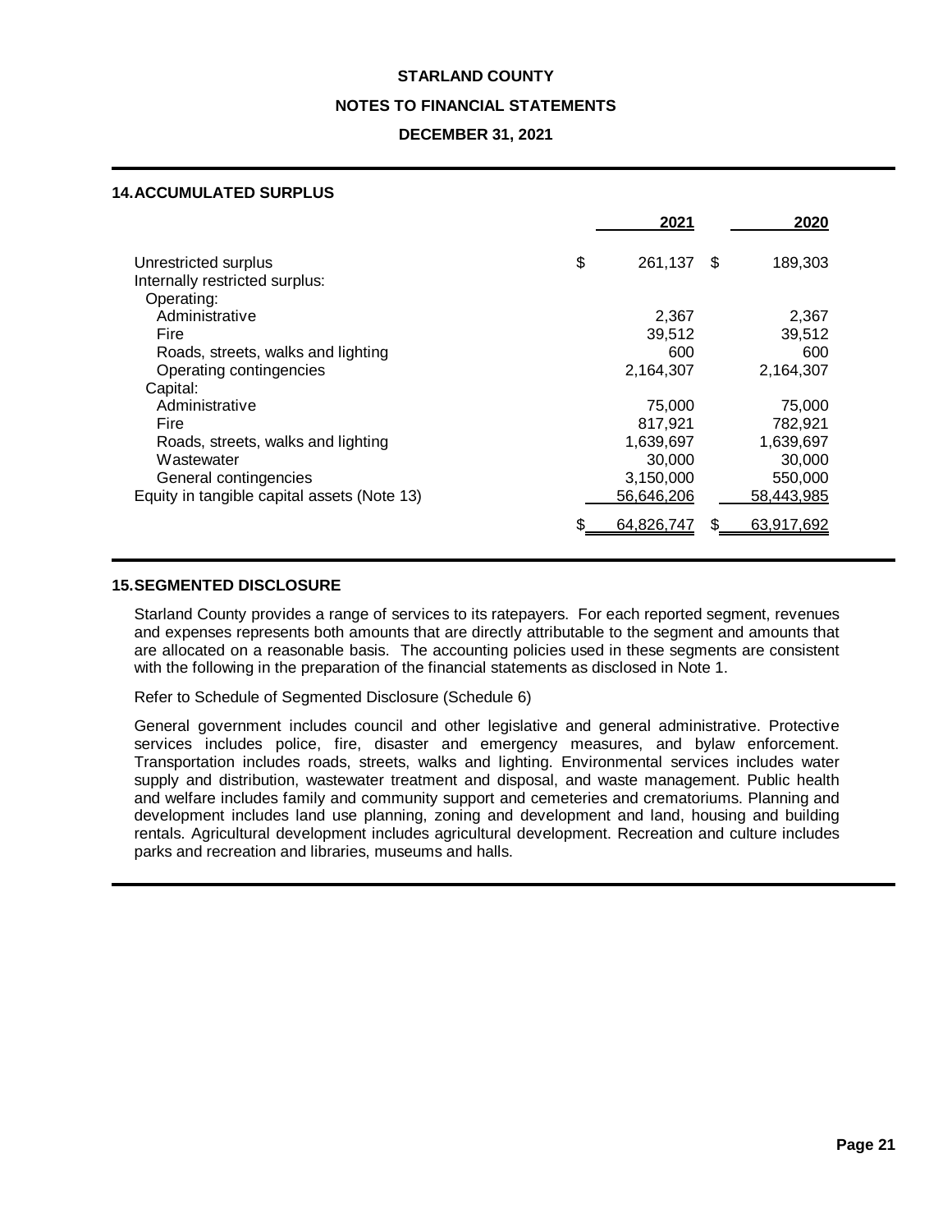## 14. ACCUMULATED SURPLUS

| | 2021 | 2020 |
|---|---|---|
| Unrestricted surplus | $ 261,137 | $ 189,303 |
| Internally restricted surplus: | | |
| Operating: | | |
| Administrative | 2,367 | 2,367 |
| Fire | 39,512 | 39,512 |
| Roads, streets, walks and lighting | 600 | 600 |
| Operating contingencies | 2,164,307 | 2,164,307 |
| Capital: | | |
| Administrative | 75,000 | 75,000 |
| Fire | 817,921 | 782,921 |
| Roads, streets, walks and lighting | 1,639,697 | 1,639,697 |
| Wastewater | 30,000 | 30,000 |
| General contingencies | 3,150,000 | 550,000 |
| Equity in tangible capital assets (Note 13) | 56,646,206 | 58,443,985 |
| | $ 64,826,747 | $ 63,917,692 |

## 15. SEGMENTED DISCLOSURE

Starland County provides a range of services to its ratepayers. For each reported segment, revenues and expenses represents both amounts that are directly attributable to the segment and amounts that are allocated on a reasonable basis. The accounting policies used in these segments are consistent with the following in the preparation of the financial statements as disclosed in Note 1.

Refer to Schedule of Segmented Disclosure (Schedule 6)

General government includes council and other legislative and general administrative. Protective services includes police, fire, disaster and emergency measures, and bylaw enforcement. Transportation includes roads, streets, walks and lighting. Environmental services includes water supply and distribution, wastewater treatment and disposal, and waste management. Public health and welfare includes family and community support and cemeteries and crematoriums. Planning and development includes land use planning, zoning and development and land, housing and building rentals. Agricultural development includes agricultural development. Recreation and culture includes parks and recreation and libraries, museums and halls.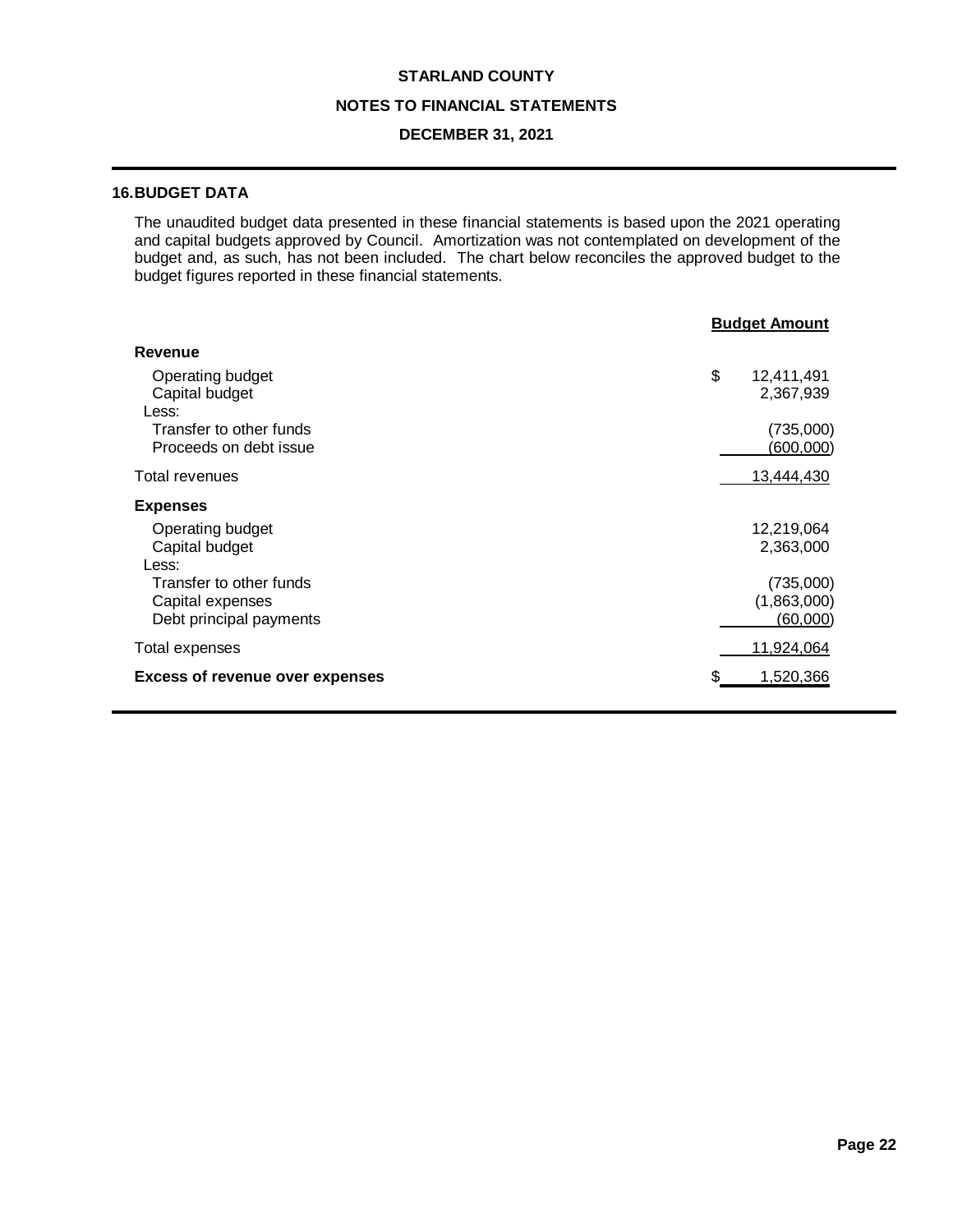**STARLAND COUNTY**

**NOTES TO FINANCIAL STATEMENTS**

**DECEMBER 31, 2021**

## 16. BUDGET DATA

The unaudited budget data presented in these financial statements is based upon the 2021 operating and capital budgets approved by Council. Amortization was not contemplated on development of the budget and, as such, has not been included. The chart below reconciles the approved budget to the budget figures reported in these financial statements.

| | Budget Amount |
|---|---|
| **Revenue** | |
| Operating budget | $ 12,411,491 |
| Capital budget | 2,367,939 |
| Less: | |
| Transfer to other funds | (735,000) |
| Proceeds on debt issue | (600,000) |
| Total revenues | 13,444,430 |
| **Expenses** | |
| Operating budget | 12,219,064 |
| Capital budget | 2,363,000 |
| Less: | |
| Transfer to other funds | (735,000) |
| Capital expenses | (1,863,000) |
| Debt principal payments | (60,000) |
| Total expenses | 11,924,064 |
| **Excess of revenue over expenses** | $ 1,520,366 |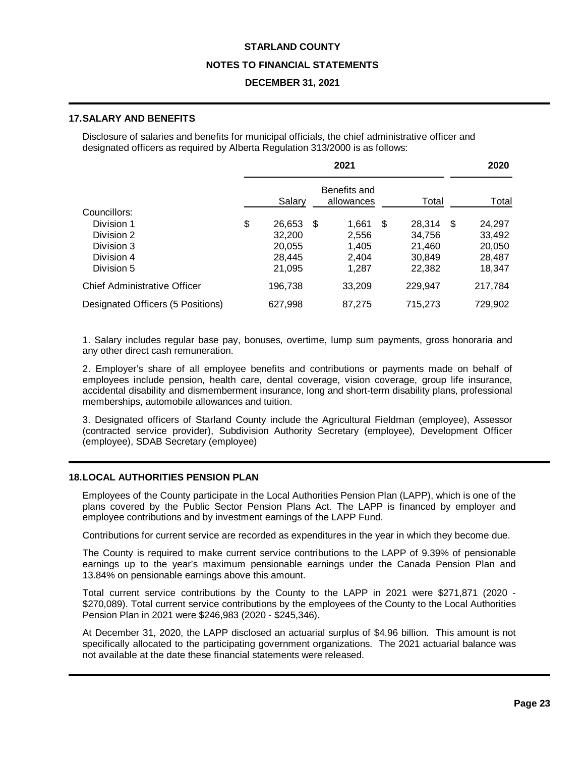## 17. SALARY AND BENEFITS

Disclosure of salaries and benefits for municipal officials, the chief administrative officer and designated officers as required by Alberta Regulation 313/2000 is as follows:

| | 2021 | | | 2020 |
|---|---|---|---|---|
| | Salary | Benefits and allowances | Total | Total |
| Councillors: | | | | |
| Division 1 | $ 26,653 | $ 1,661 | $ 28,314 | $ 24,297 |
| Division 2 | 32,200 | 2,556 | 34,756 | 33,492 |
| Division 3 | 20,055 | 1,405 | 21,460 | 20,050 |
| Division 4 | 28,445 | 2,404 | 30,849 | 28,487 |
| Division 5 | 21,095 | 1,287 | 22,382 | 18,347 |
| Chief Administrative Officer | 196,738 | 33,209 | 229,947 | 217,784 |
| Designated Officers (5 Positions) | 627,998 | 87,275 | 715,273 | 729,902 |

1. Salary includes regular base pay, bonuses, overtime, lump sum payments, gross honoraria and any other direct cash remuneration.

2. Employer's share of all employee benefits and contributions or payments made on behalf of employees include pension, health care, dental coverage, vision coverage, group life insurance, accidental disability and dismemberment insurance, long and short-term disability plans, professional memberships, automobile allowances and tuition.

3. Designated officers of Starland County include the Agricultural Fieldman (employee), Assessor (contracted service provider), Subdivision Authority Secretary (employee), Development Officer (employee), SDAB Secretary (employee)

## 18. LOCAL AUTHORITIES PENSION PLAN

Employees of the County participate in the Local Authorities Pension Plan (LAPP), which is one of the plans covered by the Public Sector Pension Plans Act. The LAPP is financed by employer and employee contributions and by investment earnings of the LAPP Fund.

Contributions for current service are recorded as expenditures in the year in which they become due.

The County is required to make current service contributions to the LAPP of 9.39% of pensionable earnings up to the year's maximum pensionable earnings under the Canada Pension Plan and 13.84% on pensionable earnings above this amount.

Total current service contributions by the County to the LAPP in 2021 were $271,871 (2020 - $270,089). Total current service contributions by the employees of the County to the Local Authorities Pension Plan in 2021 were $246,983 (2020 - $245,346).

At December 31, 2020, the LAPP disclosed an actuarial surplus of $4.96 billion. This amount is not specifically allocated to the participating government organizations. The 2021 actuarial balance was not available at the date these financial statements were released.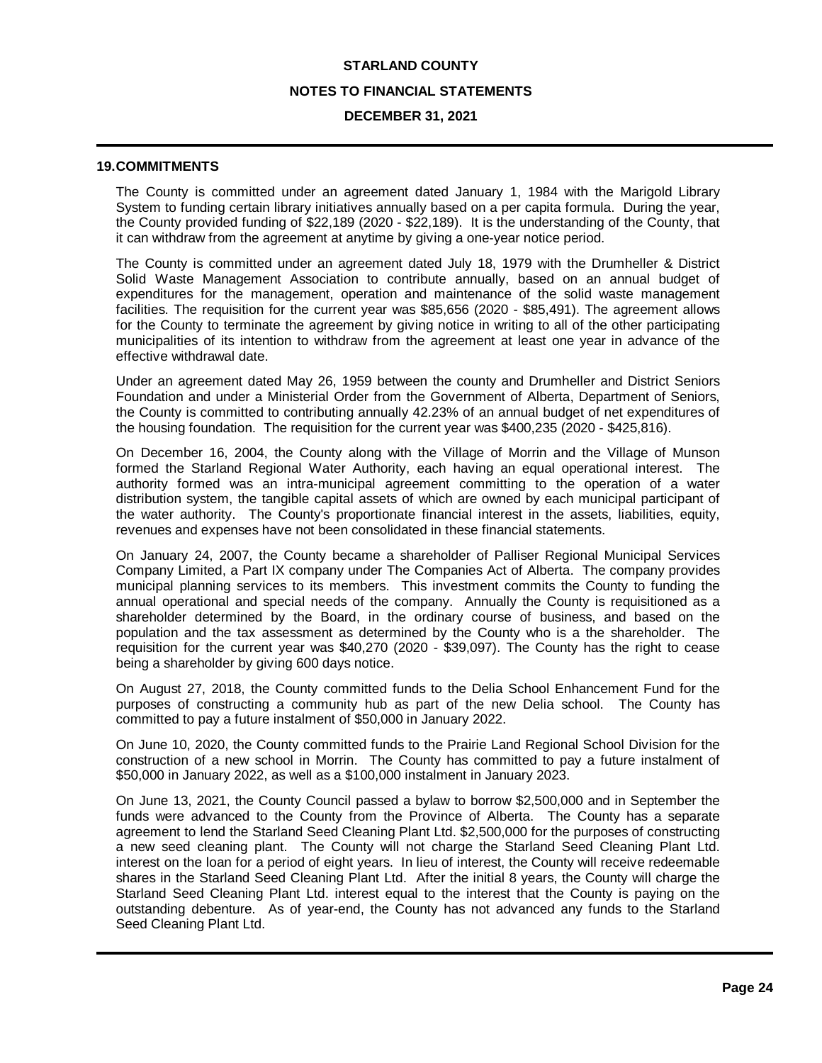## 19. COMMITMENTS

The County is committed under an agreement dated January 1, 1984 with the Marigold Library System to funding certain library initiatives annually based on a per capita formula. During the year, the County provided funding of $22,189 (2020 - $22,189). It is the understanding of the County, that it can withdraw from the agreement at anytime by giving a one-year notice period.

The County is committed under an agreement dated July 18, 1979 with the Drumheller & District Solid Waste Management Association to contribute annually, based on an annual budget of expenditures for the management, operation and maintenance of the solid waste management facilities. The requisition for the current year was $85,656 (2020 - $85,491). The agreement allows for the County to terminate the agreement by giving notice in writing to all of the other participating municipalities of its intention to withdraw from the agreement at least one year in advance of the effective withdrawal date.

Under an agreement dated May 26, 1959 between the county and Drumheller and District Seniors Foundation and under a Ministerial Order from the Government of Alberta, Department of Seniors, the County is committed to contributing annually 42.23% of an annual budget of net expenditures of the housing foundation. The requisition for the current year was $400,235 (2020 - $425,816).

On December 16, 2004, the County along with the Village of Morrin and the Village of Munson formed the Starland Regional Water Authority, each having an equal operational interest. The authority formed was an intra-municipal agreement committing to the operation of a water distribution system, the tangible capital assets of which are owned by each municipal participant of the water authority. The County's proportionate financial interest in the assets, liabilities, equity, revenues and expenses have not been consolidated in these financial statements.

On January 24, 2007, the County became a shareholder of Palliser Regional Municipal Services Company Limited, a Part IX company under The Companies Act of Alberta. The company provides municipal planning services to its members. This investment commits the County to funding the annual operational and special needs of the company. Annually the County is requisitioned as a shareholder determined by the Board, in the ordinary course of business, and based on the population and the tax assessment as determined by the County who is a the shareholder. The requisition for the current year was $40,270 (2020 - $39,097). The County has the right to cease being a shareholder by giving 600 days notice.

On August 27, 2018, the County committed funds to the Delia School Enhancement Fund for the purposes of constructing a community hub as part of the new Delia school. The County has committed to pay a future instalment of $50,000 in January 2022.

On June 10, 2020, the County committed funds to the Prairie Land Regional School Division for the construction of a new school in Morrin. The County has committed to pay a future instalment of $50,000 in January 2022, as well as a $100,000 instalment in January 2023.

On June 13, 2021, the County Council passed a bylaw to borrow $2,500,000 and in September the funds were advanced to the County from the Province of Alberta. The County has a separate agreement to lend the Starland Seed Cleaning Plant Ltd. $2,500,000 for the purposes of constructing a new seed cleaning plant. The County will not charge the Starland Seed Cleaning Plant Ltd. interest on the loan for a period of eight years. In lieu of interest, the County will receive redeemable shares in the Starland Seed Cleaning Plant Ltd. After the initial 8 years, the County will charge the Starland Seed Cleaning Plant Ltd. interest equal to the interest that the County is paying on the outstanding debenture. As of year-end, the County has not advanced any funds to the Starland Seed Cleaning Plant Ltd.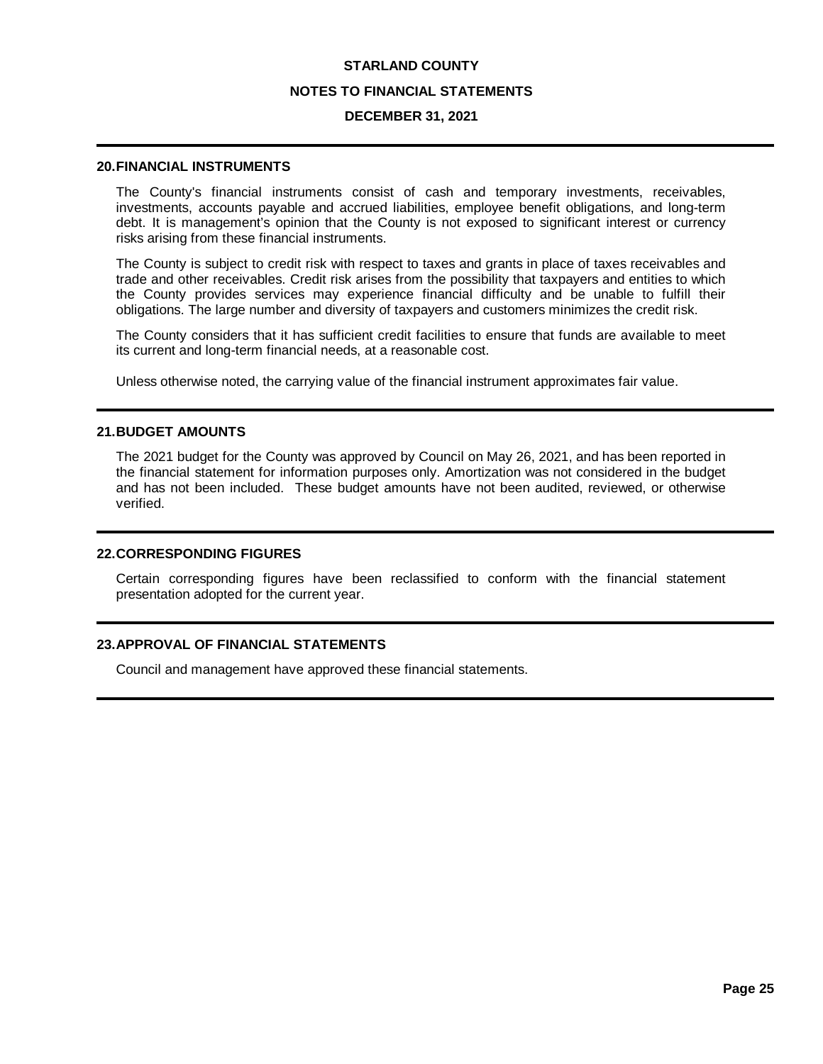## 20. FINANCIAL INSTRUMENTS

The County's financial instruments consist of cash and temporary investments, receivables, investments, accounts payable and accrued liabilities, employee benefit obligations, and long-term debt. It is management's opinion that the County is not exposed to significant interest or currency risks arising from these financial instruments.

The County is subject to credit risk with respect to taxes and grants in place of taxes receivables and trade and other receivables. Credit risk arises from the possibility that taxpayers and entities to which the County provides services may experience financial difficulty and be unable to fulfill their obligations. The large number and diversity of taxpayers and customers minimizes the credit risk.

The County considers that it has sufficient credit facilities to ensure that funds are available to meet its current and long-term financial needs, at a reasonable cost.

Unless otherwise noted, the carrying value of the financial instrument approximates fair value.

## 21. BUDGET AMOUNTS

The 2021 budget for the County was approved by Council on May 26, 2021, and has been reported in the financial statement for information purposes only. Amortization was not considered in the budget and has not been included. These budget amounts have not been audited, reviewed, or otherwise verified.

## 22. CORRESPONDING FIGURES

Certain corresponding figures have been reclassified to conform with the financial statement presentation adopted for the current year.

## 23. APPROVAL OF FINANCIAL STATEMENTS

Council and management have approved these financial statements.